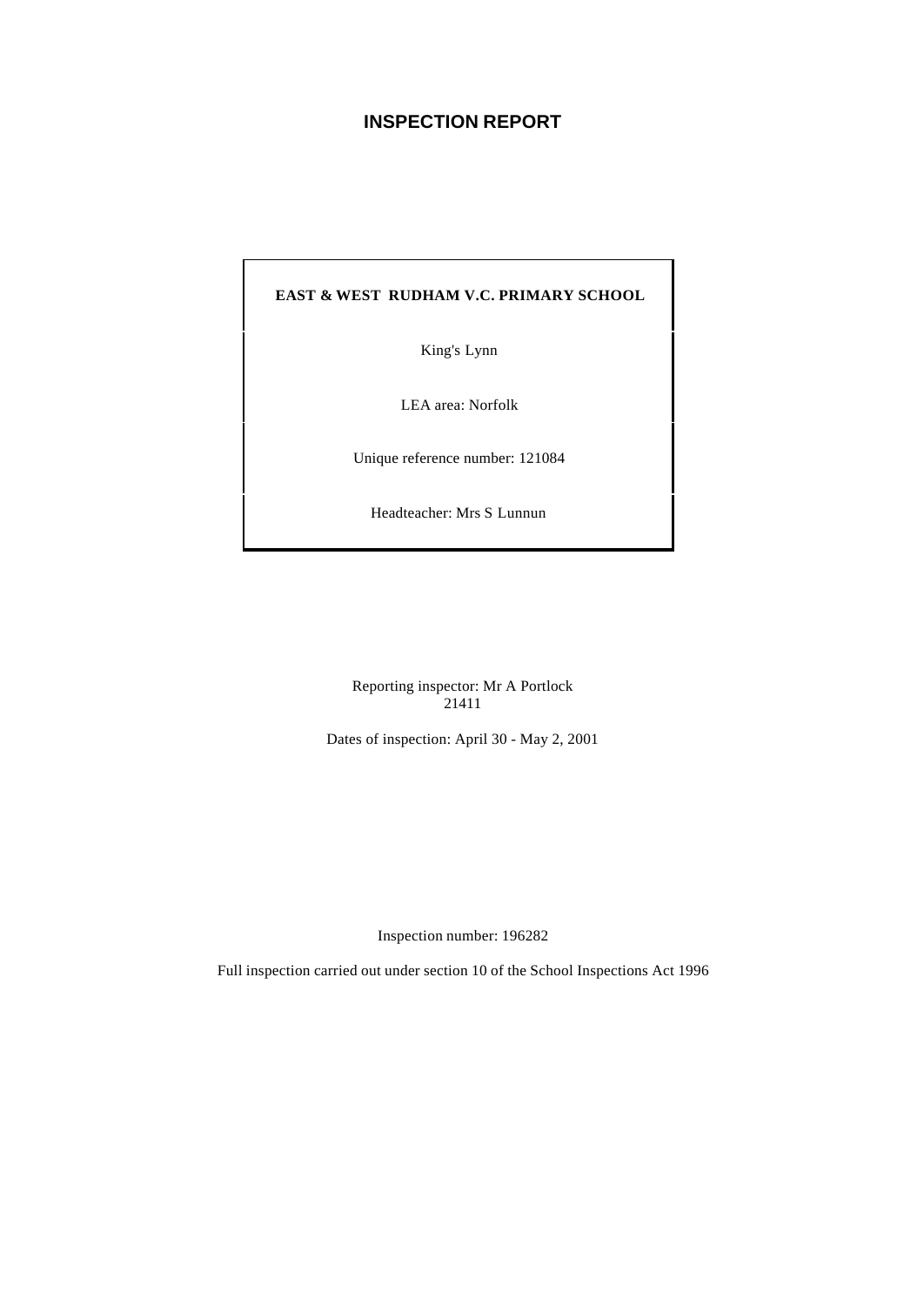# INSPECTION REPORT

**EAST & WEST RUDHAM V.C. PRIMARY SCHOOL**

King's Lynn

LEA area: Norfolk

Unique reference number: 121084

Headteacher: Mrs S Lunnun

Reporting inspector: Mr A Portlock
21411

Dates of inspection: April 30 - May 2, 2001

Inspection number: 196282

Full inspection carried out under section 10 of the School Inspections Act 1996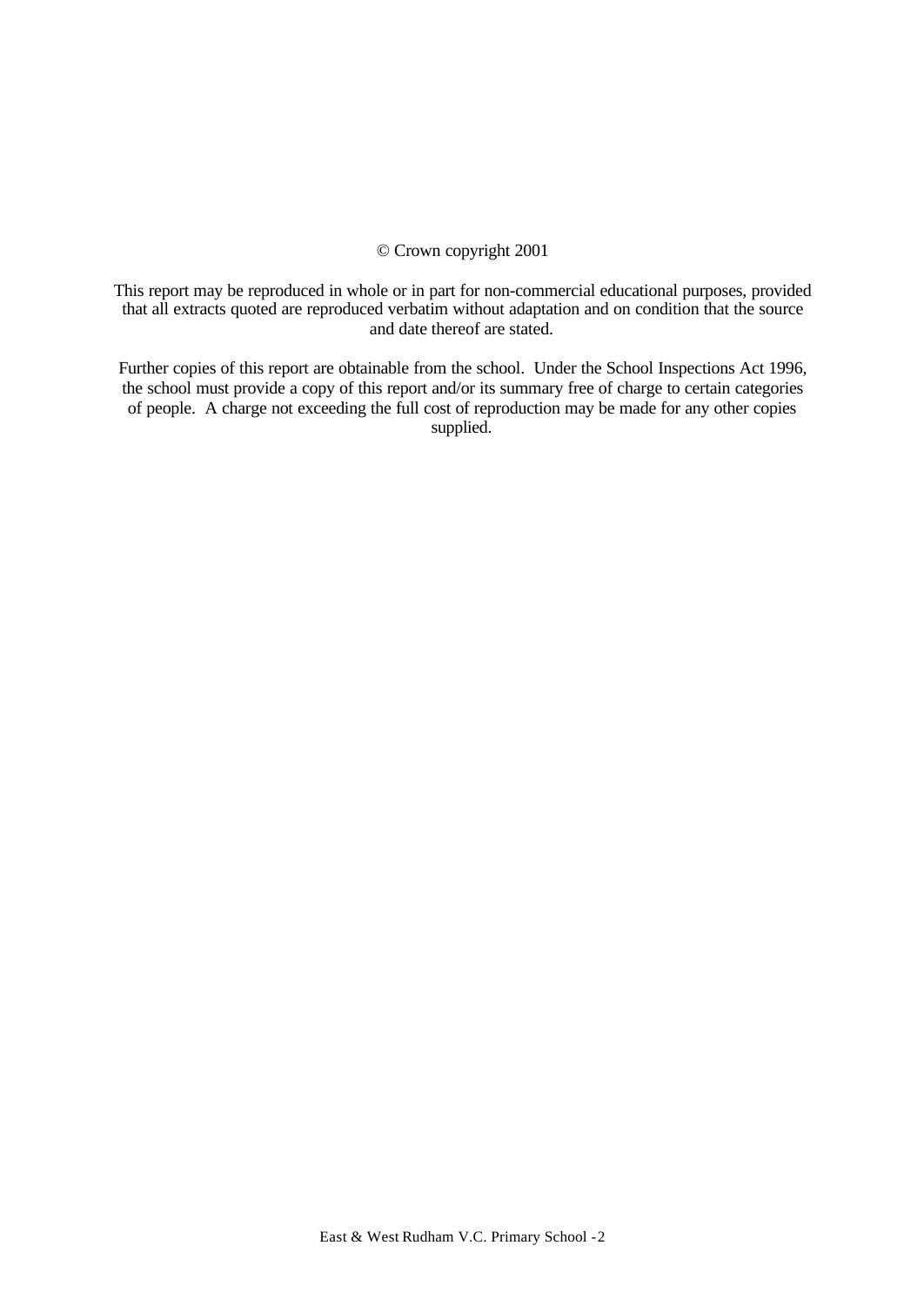© Crown copyright 2001

This report may be reproduced in whole or in part for non-commercial educational purposes, provided that all extracts quoted are reproduced verbatim without adaptation and on condition that the source and date thereof are stated.

Further copies of this report are obtainable from the school. Under the School Inspections Act 1996, the school must provide a copy of this report and/or its summary free of charge to certain categories of people. A charge not exceeding the full cost of reproduction may be made for any other copies supplied.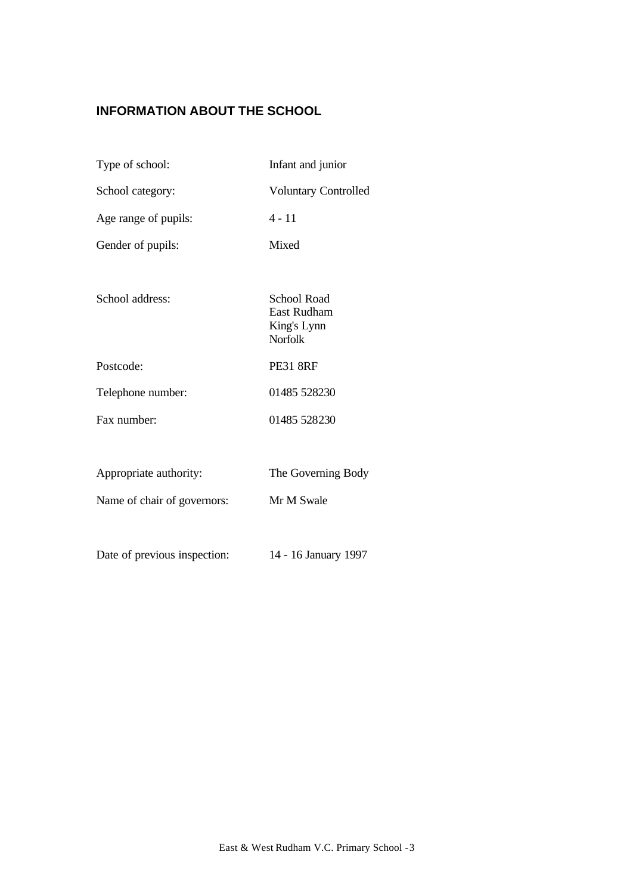## INFORMATION ABOUT THE SCHOOL

| | |
|---|---|
| Type of school: | Infant and junior |
| School category: | Voluntary Controlled |
| Age range of pupils: | 4 - 11 |
| Gender of pupils: | Mixed |
| School address: | School Road<br>East Rudham<br>King's Lynn<br>Norfolk |
| Postcode: | PE31 8RF |
| Telephone number: | 01485 528230 |
| Fax number: | 01485 528230 |
| Appropriate authority: | The Governing Body |
| Name of chair of governors: | Mr M Swale |
| Date of previous inspection: | 14 - 16 January 1997 |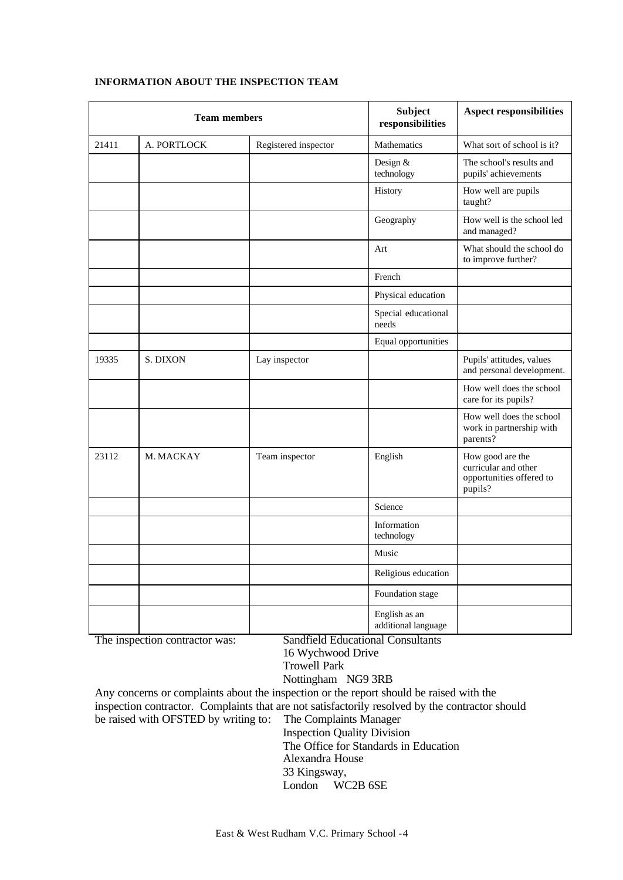**INFORMATION ABOUT THE INSPECTION TEAM**

| Team members | | | Subject responsibilities | Aspect responsibilities |
|---|---|---|---|---|
| 21411 | A. PORTLOCK | Registered inspector | Mathematics | What sort of school is it? |
| | | | Design & technology | The school's results and pupils' achievements |
| | | | History | How well are pupils taught? |
| | | | Geography | How well is the school led and managed? |
| | | | Art | What should the school do to improve further? |
| | | | French | |
| | | | Physical education | |
| | | | Special educational needs | |
| | | | Equal opportunities | |
| 19335 | S. DIXON | Lay inspector | | Pupils' attitudes, values and personal development. |
| | | | | How well does the school care for its pupils? |
| | | | | How well does the school work in partnership with parents? |
| 23112 | M. MACKAY | Team inspector | English | How good are the curricular and other opportunities offered to pupils? |
| | | | Science | |
| | | | Information technology | |
| | | | Music | |
| | | | Religious education | |
| | | | Foundation stage | |
| | | | English as an additional language | |

The inspection contractor was:

Sandfield Educational Consultants
16 Wychwood Drive
Trowell Park
Nottingham NG9 3RB

Any concerns or complaints about the inspection or the report should be raised with the inspection contractor. Complaints that are not satisfactorily resolved by the contractor should be raised with OFSTED by writing to:

The Complaints Manager
Inspection Quality Division
The Office for Standards in Education
Alexandra House
33 Kingsway,
London WC2B 6SE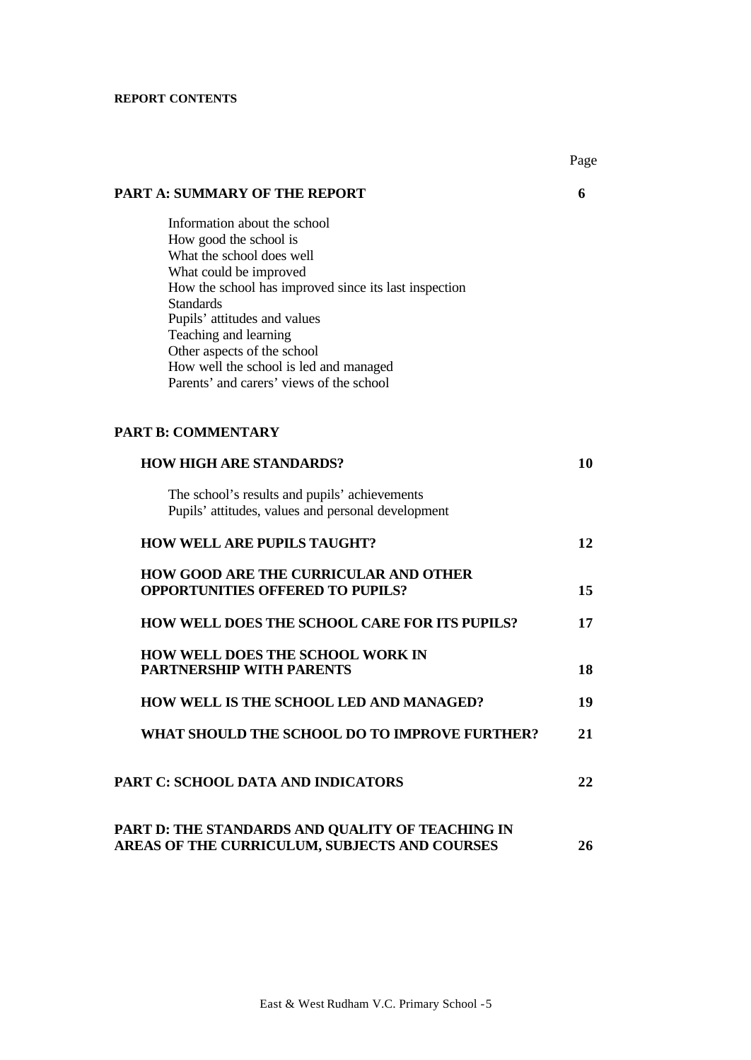**REPORT CONTENTS**

| | Page |
|---|---|
| **PART A: SUMMARY OF THE REPORT** | **6** |
| Information about the school<br>How good the school is<br>What the school does well<br>What could be improved<br>How the school has improved since its last inspection<br>Standards<br>Pupils' attitudes and values<br>Teaching and learning<br>Other aspects of the school<br>How well the school is led and managed<br>Parents' and carers' views of the school | |
| **PART B: COMMENTARY** | |
| **HOW HIGH ARE STANDARDS?** | **10** |
| The school's results and pupils' achievements<br>Pupils' attitudes, values and personal development | |
| **HOW WELL ARE PUPILS TAUGHT?** | **12** |
| **HOW GOOD ARE THE CURRICULAR AND OTHER OPPORTUNITIES OFFERED TO PUPILS?** | **15** |
| **HOW WELL DOES THE SCHOOL CARE FOR ITS PUPILS?** | **17** |
| **HOW WELL DOES THE SCHOOL WORK IN PARTNERSHIP WITH PARENTS** | **18** |
| **HOW WELL IS THE SCHOOL LED AND MANAGED?** | **19** |
| **WHAT SHOULD THE SCHOOL DO TO IMPROVE FURTHER?** | **21** |
| **PART C: SCHOOL DATA AND INDICATORS** | **22** |
| **PART D: THE STANDARDS AND QUALITY OF TEACHING IN AREAS OF THE CURRICULUM, SUBJECTS AND COURSES** | **26** |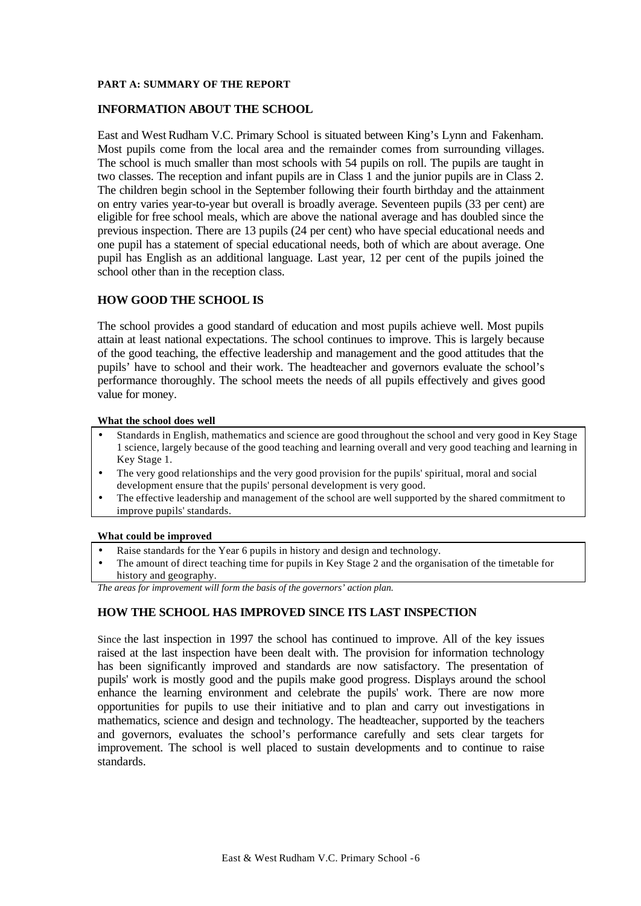**PART A: SUMMARY OF THE REPORT**

## INFORMATION ABOUT THE SCHOOL

East and West Rudham V.C. Primary School is situated between King's Lynn and Fakenham. Most pupils come from the local area and the remainder comes from surrounding villages. The school is much smaller than most schools with 54 pupils on roll. The pupils are taught in two classes. The reception and infant pupils are in Class 1 and the junior pupils are in Class 2. The children begin school in the September following their fourth birthday and the attainment on entry varies year-to-year but overall is broadly average. Seventeen pupils (33 per cent) are eligible for free school meals, which are above the national average and has doubled since the previous inspection. There are 13 pupils (24 per cent) who have special educational needs and one pupil has a statement of special educational needs, both of which are about average. One pupil has English as an additional language. Last year, 12 per cent of the pupils joined the school other than in the reception class.

## HOW GOOD THE SCHOOL IS

The school provides a good standard of education and most pupils achieve well. Most pupils attain at least national expectations. The school continues to improve. This is largely because of the good teaching, the effective leadership and management and the good attitudes that the pupils' have to school and their work. The headteacher and governors evaluate the school's performance thoroughly. The school meets the needs of all pupils effectively and gives good value for money.

**What the school does well**

- Standards in English, mathematics and science are good throughout the school and very good in Key Stage 1 science, largely because of the good teaching and learning overall and very good teaching and learning in Key Stage 1.
- The very good relationships and the very good provision for the pupils' spiritual, moral and social development ensure that the pupils' personal development is very good.
- The effective leadership and management of the school are well supported by the shared commitment to improve pupils' standards.

**What could be improved**

- Raise standards for the Year 6 pupils in history and design and technology.
- The amount of direct teaching time for pupils in Key Stage 2 and the organisation of the timetable for history and geography.

*The areas for improvement will form the basis of the governors' action plan.*

## HOW THE SCHOOL HAS IMPROVED SINCE ITS LAST INSPECTION

Since the last inspection in 1997 the school has continued to improve. All of the key issues raised at the last inspection have been dealt with. The provision for information technology has been significantly improved and standards are now satisfactory. The presentation of pupils' work is mostly good and the pupils make good progress. Displays around the school enhance the learning environment and celebrate the pupils' work. There are now more opportunities for pupils to use their initiative and to plan and carry out investigations in mathematics, science and design and technology. The headteacher, supported by the teachers and governors, evaluates the school's performance carefully and sets clear targets for improvement. The school is well placed to sustain developments and to continue to raise standards.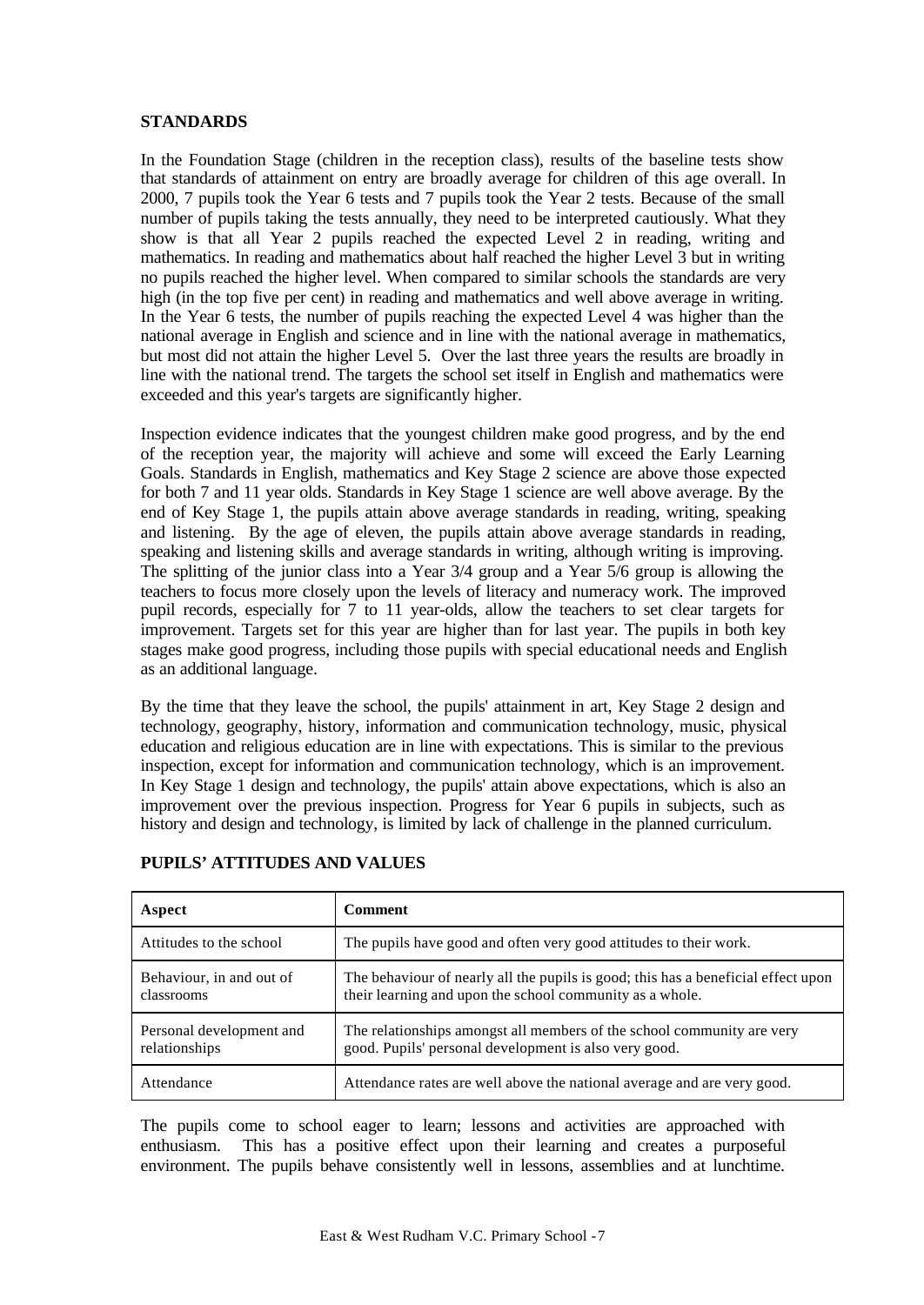## STANDARDS

In the Foundation Stage (children in the reception class), results of the baseline tests show that standards of attainment on entry are broadly average for children of this age overall. In 2000, 7 pupils took the Year 6 tests and 7 pupils took the Year 2 tests. Because of the small number of pupils taking the tests annually, they need to be interpreted cautiously. What they show is that all Year 2 pupils reached the expected Level 2 in reading, writing and mathematics. In reading and mathematics about half reached the higher Level 3 but in writing no pupils reached the higher level. When compared to similar schools the standards are very high (in the top five per cent) in reading and mathematics and well above average in writing. In the Year 6 tests, the number of pupils reaching the expected Level 4 was higher than the national average in English and science and in line with the national average in mathematics, but most did not attain the higher Level 5. Over the last three years the results are broadly in line with the national trend. The targets the school set itself in English and mathematics were exceeded and this year's targets are significantly higher.

Inspection evidence indicates that the youngest children make good progress, and by the end of the reception year, the majority will achieve and some will exceed the Early Learning Goals. Standards in English, mathematics and Key Stage 2 science are above those expected for both 7 and 11 year olds. Standards in Key Stage 1 science are well above average. By the end of Key Stage 1, the pupils attain above average standards in reading, writing, speaking and listening. By the age of eleven, the pupils attain above average standards in reading, speaking and listening skills and average standards in writing, although writing is improving. The splitting of the junior class into a Year 3/4 group and a Year 5/6 group is allowing the teachers to focus more closely upon the levels of literacy and numeracy work. The improved pupil records, especially for 7 to 11 year-olds, allow the teachers to set clear targets for improvement. Targets set for this year are higher than for last year. The pupils in both key stages make good progress, including those pupils with special educational needs and English as an additional language.

By the time that they leave the school, the pupils' attainment in art, Key Stage 2 design and technology, geography, history, information and communication technology, music, physical education and religious education are in line with expectations. This is similar to the previous inspection, except for information and communication technology, which is an improvement. In Key Stage 1 design and technology, the pupils' attain above expectations, which is also an improvement over the previous inspection. Progress for Year 6 pupils in subjects, such as history and design and technology, is limited by lack of challenge in the planned curriculum.

## PUPILS' ATTITUDES AND VALUES

| Aspect | Comment |
|---|---|
| Attitudes to the school | The pupils have good and often very good attitudes to their work. |
| Behaviour, in and out of classrooms | The behaviour of nearly all the pupils is good; this has a beneficial effect upon their learning and upon the school community as a whole. |
| Personal development and relationships | The relationships amongst all members of the school community are very good. Pupils' personal development is also very good. |
| Attendance | Attendance rates are well above the national average and are very good. |

The pupils come to school eager to learn; lessons and activities are approached with enthusiasm. This has a positive effect upon their learning and creates a purposeful environment. The pupils behave consistently well in lessons, assemblies and at lunchtime.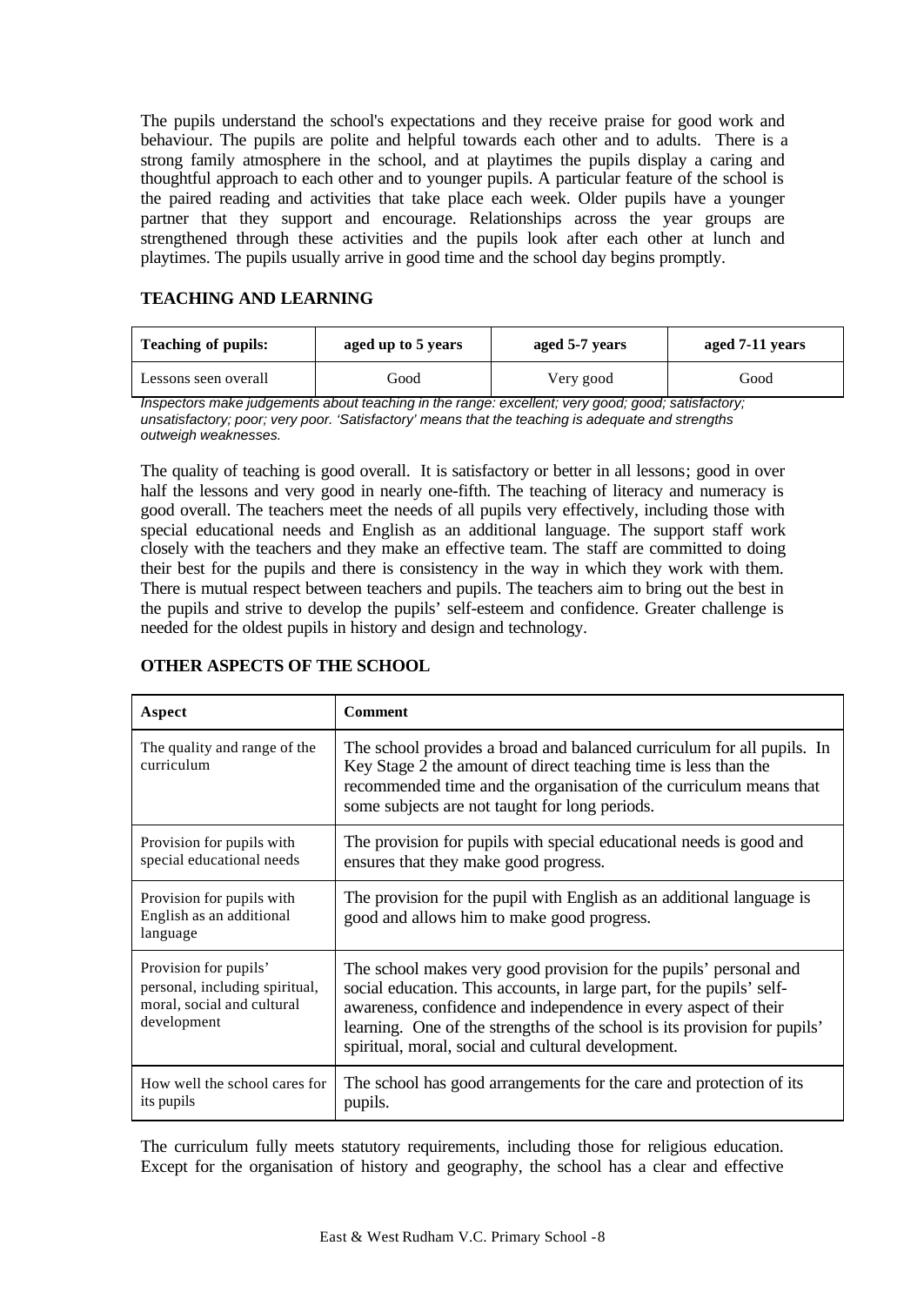The pupils understand the school's expectations and they receive praise for good work and behaviour. The pupils are polite and helpful towards each other and to adults. There is a strong family atmosphere in the school, and at playtimes the pupils display a caring and thoughtful approach to each other and to younger pupils. A particular feature of the school is the paired reading and activities that take place each week. Older pupils have a younger partner that they support and encourage. Relationships across the year groups are strengthened through these activities and the pupils look after each other at lunch and playtimes. The pupils usually arrive in good time and the school day begins promptly.

## TEACHING AND LEARNING

| Teaching of pupils: | aged up to 5 years | aged 5-7 years | aged 7-11 years |
|---|---|---|---|
| Lessons seen overall | Good | Very good | Good |

*Inspectors make judgements about teaching in the range: excellent; very good; good; satisfactory; unsatisfactory; poor; very poor. 'Satisfactory' means that the teaching is adequate and strengths outweigh weaknesses.*

The quality of teaching is good overall. It is satisfactory or better in all lessons; good in over half the lessons and very good in nearly one-fifth. The teaching of literacy and numeracy is good overall. The teachers meet the needs of all pupils very effectively, including those with special educational needs and English as an additional language. The support staff work closely with the teachers and they make an effective team. The staff are committed to doing their best for the pupils and there is consistency in the way in which they work with them. There is mutual respect between teachers and pupils. The teachers aim to bring out the best in the pupils and strive to develop the pupils' self-esteem and confidence. Greater challenge is needed for the oldest pupils in history and design and technology.

## OTHER ASPECTS OF THE SCHOOL

| Aspect | Comment |
|---|---|
| The quality and range of the curriculum | The school provides a broad and balanced curriculum for all pupils. In Key Stage 2 the amount of direct teaching time is less than the recommended time and the organisation of the curriculum means that some subjects are not taught for long periods. |
| Provision for pupils with special educational needs | The provision for pupils with special educational needs is good and ensures that they make good progress. |
| Provision for pupils with English as an additional language | The provision for the pupil with English as an additional language is good and allows him to make good progress. |
| Provision for pupils' personal, including spiritual, moral, social and cultural development | The school makes very good provision for the pupils' personal and social education. This accounts, in large part, for the pupils' self-awareness, confidence and independence in every aspect of their learning. One of the strengths of the school is its provision for pupils' spiritual, moral, social and cultural development. |
| How well the school cares for its pupils | The school has good arrangements for the care and protection of its pupils. |

The curriculum fully meets statutory requirements, including those for religious education. Except for the organisation of history and geography, the school has a clear and effective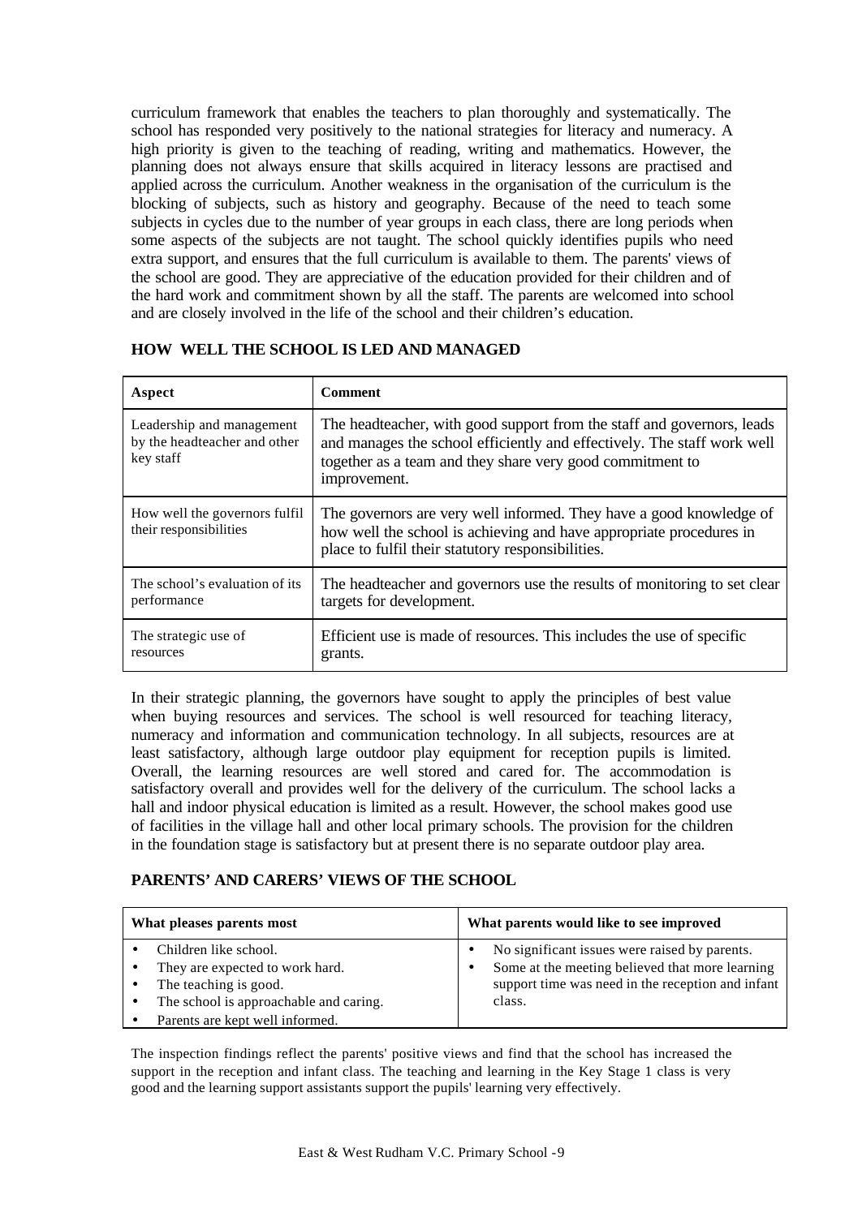curriculum framework that enables the teachers to plan thoroughly and systematically. The school has responded very positively to the national strategies for literacy and numeracy. A high priority is given to the teaching of reading, writing and mathematics. However, the planning does not always ensure that skills acquired in literacy lessons are practised and applied across the curriculum. Another weakness in the organisation of the curriculum is the blocking of subjects, such as history and geography. Because of the need to teach some subjects in cycles due to the number of year groups in each class, there are long periods when some aspects of the subjects are not taught. The school quickly identifies pupils who need extra support, and ensures that the full curriculum is available to them. The parents' views of the school are good. They are appreciative of the education provided for their children and of the hard work and commitment shown by all the staff. The parents are welcomed into school and are closely involved in the life of the school and their children's education.

## HOW WELL THE SCHOOL IS LED AND MANAGED

| Aspect | Comment |
|---|---|
| Leadership and management by the headteacher and other key staff | The headteacher, with good support from the staff and governors, leads and manages the school efficiently and effectively. The staff work well together as a team and they share very good commitment to improvement. |
| How well the governors fulfil their responsibilities | The governors are very well informed. They have a good knowledge of how well the school is achieving and have appropriate procedures in place to fulfil their statutory responsibilities. |
| The school's evaluation of its performance | The headteacher and governors use the results of monitoring to set clear targets for development. |
| The strategic use of resources | Efficient use is made of resources. This includes the use of specific grants. |

In their strategic planning, the governors have sought to apply the principles of best value when buying resources and services. The school is well resourced for teaching literacy, numeracy and information and communication technology. In all subjects, resources are at least satisfactory, although large outdoor play equipment for reception pupils is limited. Overall, the learning resources are well stored and cared for. The accommodation is satisfactory overall and provides well for the delivery of the curriculum. The school lacks a hall and indoor physical education is limited as a result. However, the school makes good use of facilities in the village hall and other local primary schools. The provision for the children in the foundation stage is satisfactory but at present there is no separate outdoor play area.

## PARENTS' AND CARERS' VIEWS OF THE SCHOOL

| What pleases parents most | What parents would like to see improved |
|---|---|
| • Children like school.<br>• They are expected to work hard.<br>• The teaching is good.<br>• The school is approachable and caring.<br>• Parents are kept well informed. | • No significant issues were raised by parents.<br>• Some at the meeting believed that more learning support time was need in the reception and infant class. |

The inspection findings reflect the parents' positive views and find that the school has increased the support in the reception and infant class. The teaching and learning in the Key Stage 1 class is very good and the learning support assistants support the pupils' learning very effectively.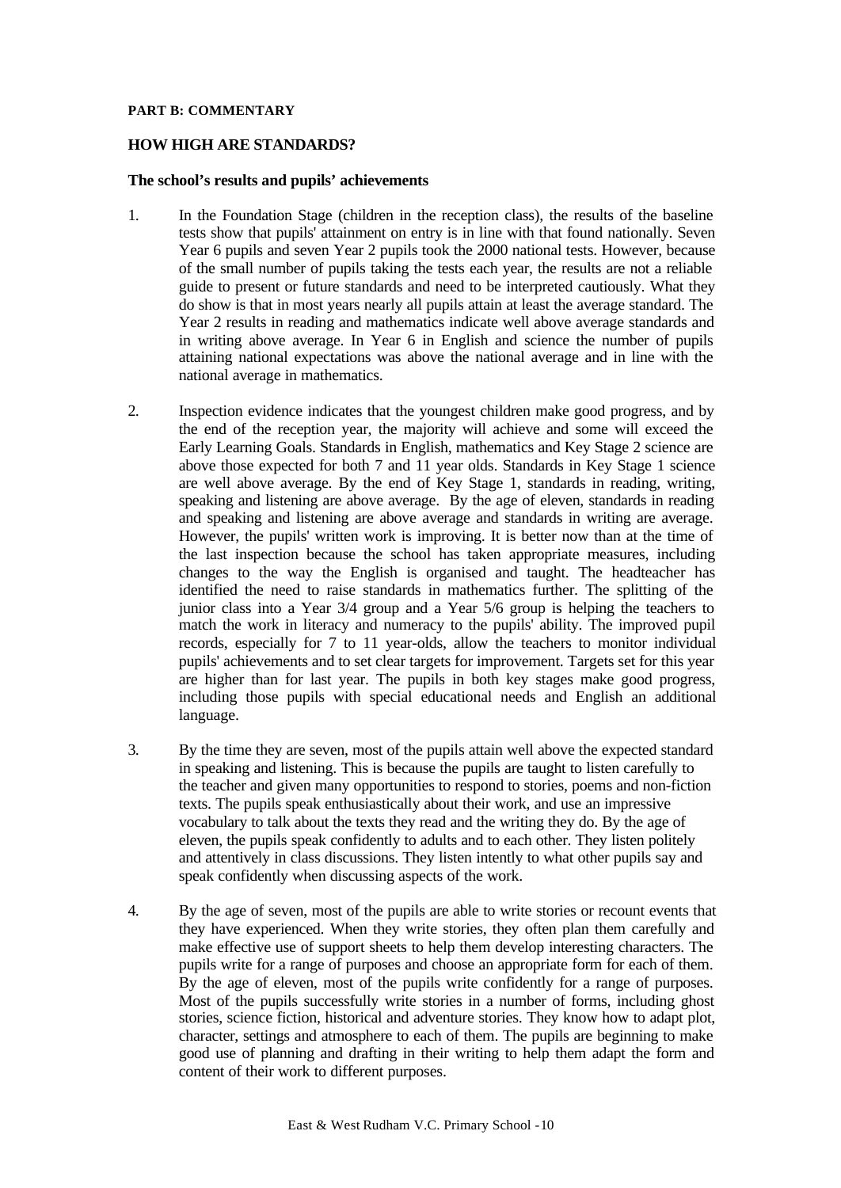**PART B: COMMENTARY**

## HOW HIGH ARE STANDARDS?

### The school's results and pupils' achievements

1. In the Foundation Stage (children in the reception class), the results of the baseline tests show that pupils' attainment on entry is in line with that found nationally. Seven Year 6 pupils and seven Year 2 pupils took the 2000 national tests. However, because of the small number of pupils taking the tests each year, the results are not a reliable guide to present or future standards and need to be interpreted cautiously. What they do show is that in most years nearly all pupils attain at least the average standard. The Year 2 results in reading and mathematics indicate well above average standards and in writing above average. In Year 6 in English and science the number of pupils attaining national expectations was above the national average and in line with the national average in mathematics.

2. Inspection evidence indicates that the youngest children make good progress, and by the end of the reception year, the majority will achieve and some will exceed the Early Learning Goals. Standards in English, mathematics and Key Stage 2 science are above those expected for both 7 and 11 year olds. Standards in Key Stage 1 science are well above average. By the end of Key Stage 1, standards in reading, writing, speaking and listening are above average. By the age of eleven, standards in reading and speaking and listening are above average and standards in writing are average. However, the pupils' written work is improving. It is better now than at the time of the last inspection because the school has taken appropriate measures, including changes to the way the English is organised and taught. The headteacher has identified the need to raise standards in mathematics further. The splitting of the junior class into a Year 3/4 group and a Year 5/6 group is helping the teachers to match the work in literacy and numeracy to the pupils' ability. The improved pupil records, especially for 7 to 11 year-olds, allow the teachers to monitor individual pupils' achievements and to set clear targets for improvement. Targets set for this year are higher than for last year. The pupils in both key stages make good progress, including those pupils with special educational needs and English an additional language.

3. By the time they are seven, most of the pupils attain well above the expected standard in speaking and listening. This is because the pupils are taught to listen carefully to the teacher and given many opportunities to respond to stories, poems and non-fiction texts. The pupils speak enthusiastically about their work, and use an impressive vocabulary to talk about the texts they read and the writing they do. By the age of eleven, the pupils speak confidently to adults and to each other. They listen politely and attentively in class discussions. They listen intently to what other pupils say and speak confidently when discussing aspects of the work.

4. By the age of seven, most of the pupils are able to write stories or recount events that they have experienced. When they write stories, they often plan them carefully and make effective use of support sheets to help them develop interesting characters. The pupils write for a range of purposes and choose an appropriate form for each of them. By the age of eleven, most of the pupils write confidently for a range of purposes. Most of the pupils successfully write stories in a number of forms, including ghost stories, science fiction, historical and adventure stories. They know how to adapt plot, character, settings and atmosphere to each of them. The pupils are beginning to make good use of planning and drafting in their writing to help them adapt the form and content of their work to different purposes.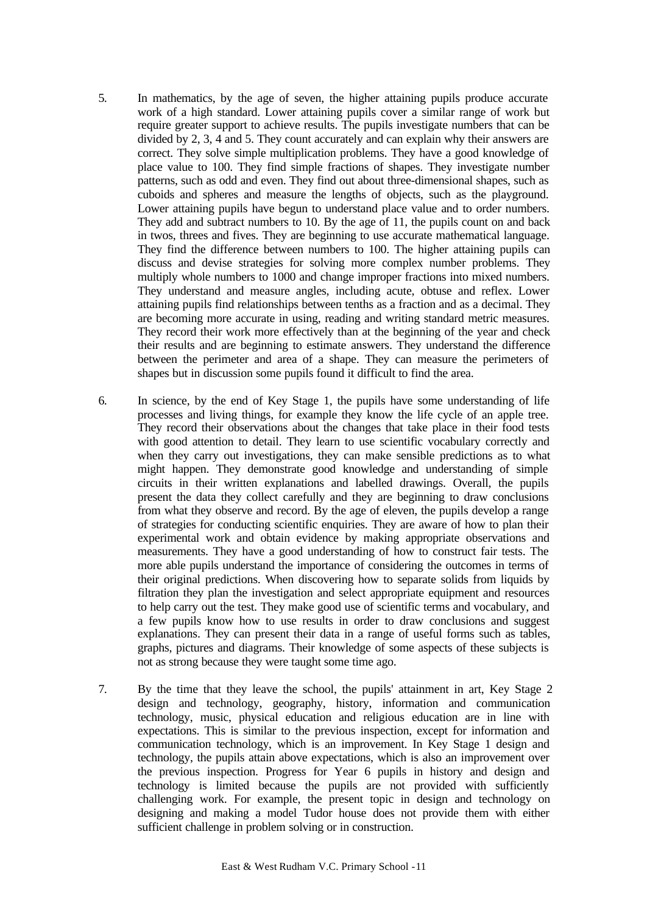5. In mathematics, by the age of seven, the higher attaining pupils produce accurate work of a high standard. Lower attaining pupils cover a similar range of work but require greater support to achieve results. The pupils investigate numbers that can be divided by 2, 3, 4 and 5. They count accurately and can explain why their answers are correct. They solve simple multiplication problems. They have a good knowledge of place value to 100. They find simple fractions of shapes. They investigate number patterns, such as odd and even. They find out about three-dimensional shapes, such as cuboids and spheres and measure the lengths of objects, such as the playground. Lower attaining pupils have begun to understand place value and to order numbers. They add and subtract numbers to 10. By the age of 11, the pupils count on and back in twos, threes and fives. They are beginning to use accurate mathematical language. They find the difference between numbers to 100. The higher attaining pupils can discuss and devise strategies for solving more complex number problems. They multiply whole numbers to 1000 and change improper fractions into mixed numbers. They understand and measure angles, including acute, obtuse and reflex. Lower attaining pupils find relationships between tenths as a fraction and as a decimal. They are becoming more accurate in using, reading and writing standard metric measures. They record their work more effectively than at the beginning of the year and check their results and are beginning to estimate answers. They understand the difference between the perimeter and area of a shape. They can measure the perimeters of shapes but in discussion some pupils found it difficult to find the area.

6. In science, by the end of Key Stage 1, the pupils have some understanding of life processes and living things, for example they know the life cycle of an apple tree. They record their observations about the changes that take place in their food tests with good attention to detail. They learn to use scientific vocabulary correctly and when they carry out investigations, they can make sensible predictions as to what might happen. They demonstrate good knowledge and understanding of simple circuits in their written explanations and labelled drawings. Overall, the pupils present the data they collect carefully and they are beginning to draw conclusions from what they observe and record. By the age of eleven, the pupils develop a range of strategies for conducting scientific enquiries. They are aware of how to plan their experimental work and obtain evidence by making appropriate observations and measurements. They have a good understanding of how to construct fair tests. The more able pupils understand the importance of considering the outcomes in terms of their original predictions. When discovering how to separate solids from liquids by filtration they plan the investigation and select appropriate equipment and resources to help carry out the test. They make good use of scientific terms and vocabulary, and a few pupils know how to use results in order to draw conclusions and suggest explanations. They can present their data in a range of useful forms such as tables, graphs, pictures and diagrams. Their knowledge of some aspects of these subjects is not as strong because they were taught some time ago.

7. By the time that they leave the school, the pupils' attainment in art, Key Stage 2 design and technology, geography, history, information and communication technology, music, physical education and religious education are in line with expectations. This is similar to the previous inspection, except for information and communication technology, which is an improvement. In Key Stage 1 design and technology, the pupils attain above expectations, which is also an improvement over the previous inspection. Progress for Year 6 pupils in history and design and technology is limited because the pupils are not provided with sufficiently challenging work. For example, the present topic in design and technology on designing and making a model Tudor house does not provide them with either sufficient challenge in problem solving or in construction.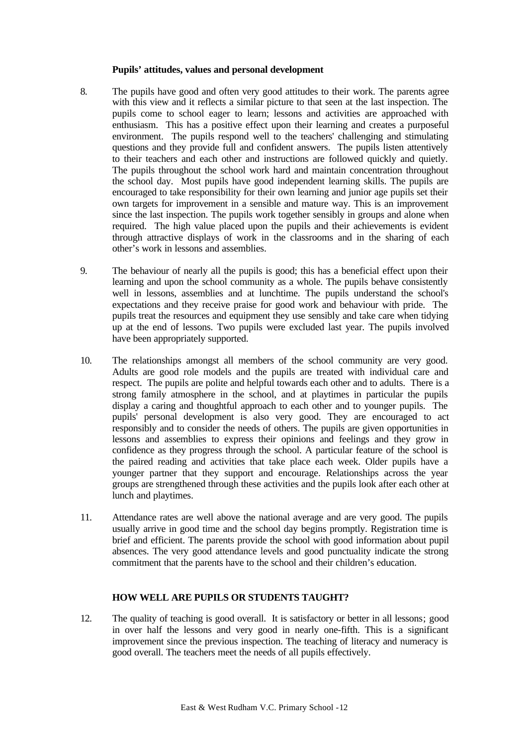### Pupils' attitudes, values and personal development

8. The pupils have good and often very good attitudes to their work. The parents agree with this view and it reflects a similar picture to that seen at the last inspection. The pupils come to school eager to learn; lessons and activities are approached with enthusiasm. This has a positive effect upon their learning and creates a purposeful environment. The pupils respond well to the teachers' challenging and stimulating questions and they provide full and confident answers. The pupils listen attentively to their teachers and each other and instructions are followed quickly and quietly. The pupils throughout the school work hard and maintain concentration throughout the school day. Most pupils have good independent learning skills. The pupils are encouraged to take responsibility for their own learning and junior age pupils set their own targets for improvement in a sensible and mature way. This is an improvement since the last inspection. The pupils work together sensibly in groups and alone when required. The high value placed upon the pupils and their achievements is evident through attractive displays of work in the classrooms and in the sharing of each other's work in lessons and assemblies.

9. The behaviour of nearly all the pupils is good; this has a beneficial effect upon their learning and upon the school community as a whole. The pupils behave consistently well in lessons, assemblies and at lunchtime. The pupils understand the school's expectations and they receive praise for good work and behaviour with pride. The pupils treat the resources and equipment they use sensibly and take care when tidying up at the end of lessons. Two pupils were excluded last year. The pupils involved have been appropriately supported.

10. The relationships amongst all members of the school community are very good. Adults are good role models and the pupils are treated with individual care and respect. The pupils are polite and helpful towards each other and to adults. There is a strong family atmosphere in the school, and at playtimes in particular the pupils display a caring and thoughtful approach to each other and to younger pupils. The pupils' personal development is also very good. They are encouraged to act responsibly and to consider the needs of others. The pupils are given opportunities in lessons and assemblies to express their opinions and feelings and they grow in confidence as they progress through the school. A particular feature of the school is the paired reading and activities that take place each week. Older pupils have a younger partner that they support and encourage. Relationships across the year groups are strengthened through these activities and the pupils look after each other at lunch and playtimes.

11. Attendance rates are well above the national average and are very good. The pupils usually arrive in good time and the school day begins promptly. Registration time is brief and efficient. The parents provide the school with good information about pupil absences. The very good attendance levels and good punctuality indicate the strong commitment that the parents have to the school and their children's education.

## HOW WELL ARE PUPILS OR STUDENTS TAUGHT?

12. The quality of teaching is good overall. It is satisfactory or better in all lessons; good in over half the lessons and very good in nearly one-fifth. This is a significant improvement since the previous inspection. The teaching of literacy and numeracy is good overall. The teachers meet the needs of all pupils effectively.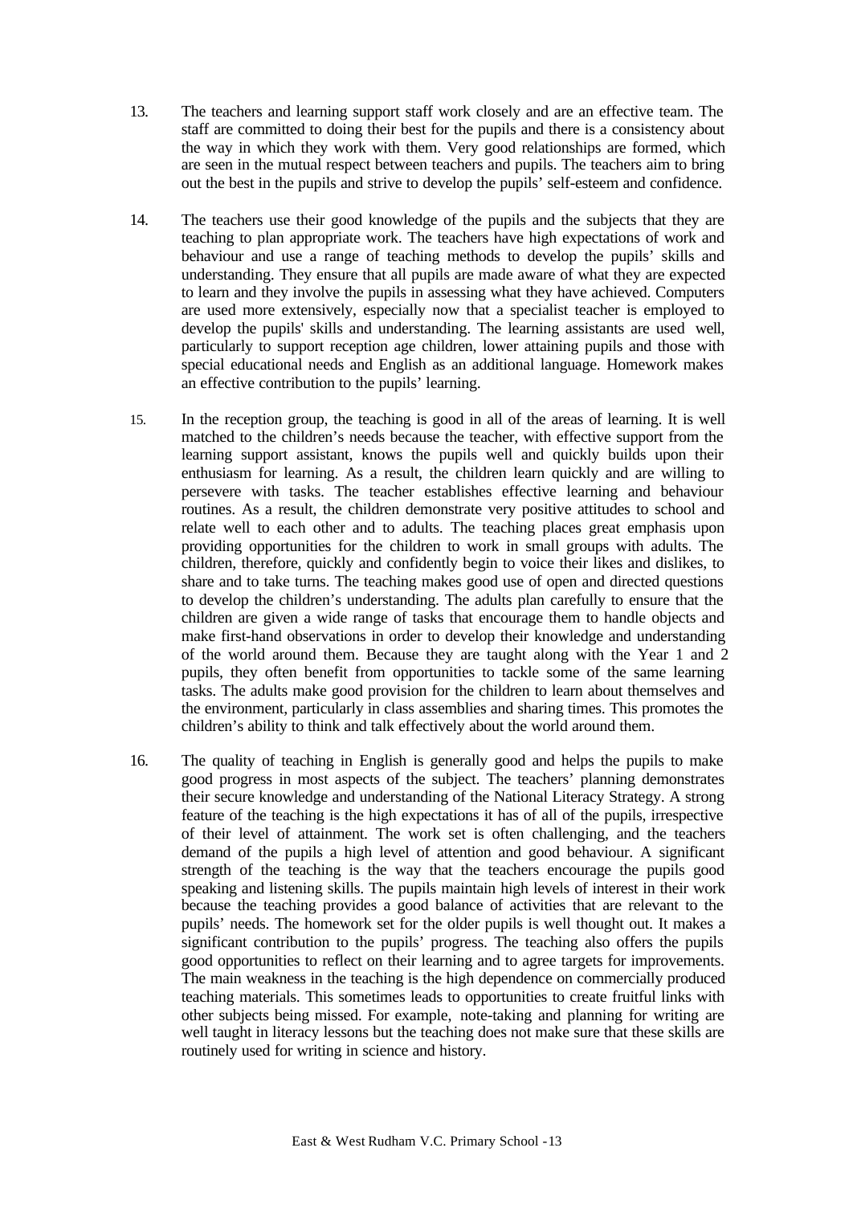13. The teachers and learning support staff work closely and are an effective team. The staff are committed to doing their best for the pupils and there is a consistency about the way in which they work with them. Very good relationships are formed, which are seen in the mutual respect between teachers and pupils. The teachers aim to bring out the best in the pupils and strive to develop the pupils' self-esteem and confidence.

14. The teachers use their good knowledge of the pupils and the subjects that they are teaching to plan appropriate work. The teachers have high expectations of work and behaviour and use a range of teaching methods to develop the pupils' skills and understanding. They ensure that all pupils are made aware of what they are expected to learn and they involve the pupils in assessing what they have achieved. Computers are used more extensively, especially now that a specialist teacher is employed to develop the pupils' skills and understanding. The learning assistants are used well, particularly to support reception age children, lower attaining pupils and those with special educational needs and English as an additional language. Homework makes an effective contribution to the pupils' learning.

15. In the reception group, the teaching is good in all of the areas of learning. It is well matched to the children's needs because the teacher, with effective support from the learning support assistant, knows the pupils well and quickly builds upon their enthusiasm for learning. As a result, the children learn quickly and are willing to persevere with tasks. The teacher establishes effective learning and behaviour routines. As a result, the children demonstrate very positive attitudes to school and relate well to each other and to adults. The teaching places great emphasis upon providing opportunities for the children to work in small groups with adults. The children, therefore, quickly and confidently begin to voice their likes and dislikes, to share and to take turns. The teaching makes good use of open and directed questions to develop the children's understanding. The adults plan carefully to ensure that the children are given a wide range of tasks that encourage them to handle objects and make first-hand observations in order to develop their knowledge and understanding of the world around them. Because they are taught along with the Year 1 and 2 pupils, they often benefit from opportunities to tackle some of the same learning tasks. The adults make good provision for the children to learn about themselves and the environment, particularly in class assemblies and sharing times. This promotes the children's ability to think and talk effectively about the world around them.

16. The quality of teaching in English is generally good and helps the pupils to make good progress in most aspects of the subject. The teachers' planning demonstrates their secure knowledge and understanding of the National Literacy Strategy. A strong feature of the teaching is the high expectations it has of all of the pupils, irrespective of their level of attainment. The work set is often challenging, and the teachers demand of the pupils a high level of attention and good behaviour. A significant strength of the teaching is the way that the teachers encourage the pupils good speaking and listening skills. The pupils maintain high levels of interest in their work because the teaching provides a good balance of activities that are relevant to the pupils' needs. The homework set for the older pupils is well thought out. It makes a significant contribution to the pupils' progress. The teaching also offers the pupils good opportunities to reflect on their learning and to agree targets for improvements. The main weakness in the teaching is the high dependence on commercially produced teaching materials. This sometimes leads to opportunities to create fruitful links with other subjects being missed. For example, note-taking and planning for writing are well taught in literacy lessons but the teaching does not make sure that these skills are routinely used for writing in science and history.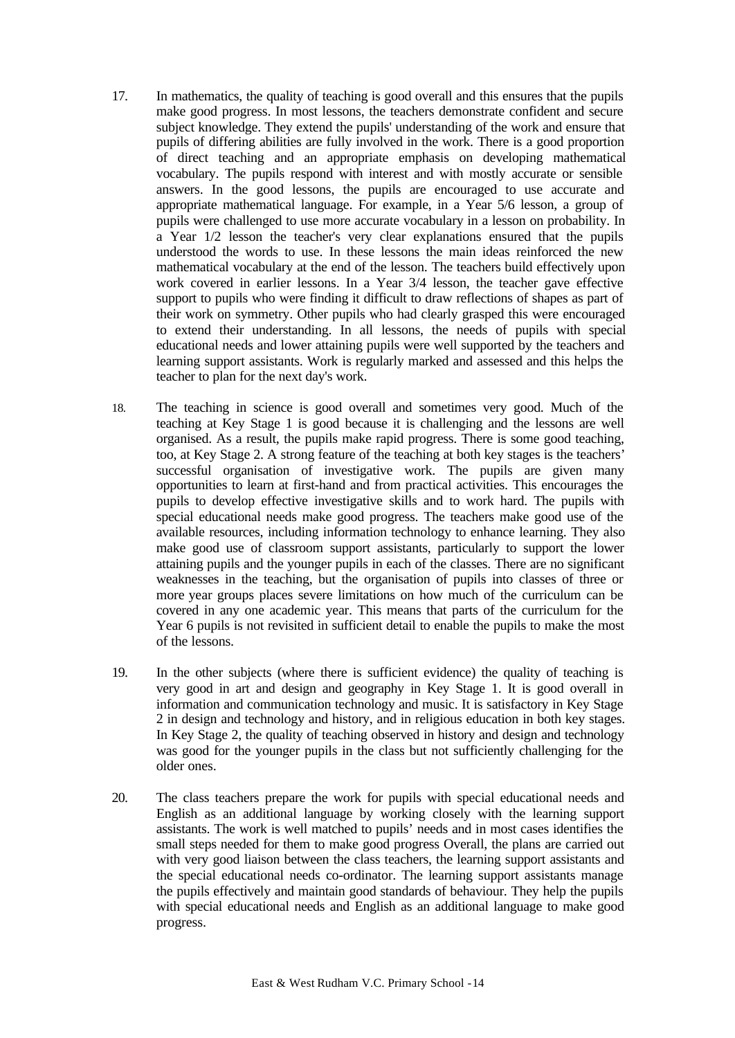17. In mathematics, the quality of teaching is good overall and this ensures that the pupils make good progress. In most lessons, the teachers demonstrate confident and secure subject knowledge. They extend the pupils' understanding of the work and ensure that pupils of differing abilities are fully involved in the work. There is a good proportion of direct teaching and an appropriate emphasis on developing mathematical vocabulary. The pupils respond with interest and with mostly accurate or sensible answers. In the good lessons, the pupils are encouraged to use accurate and appropriate mathematical language. For example, in a Year 5/6 lesson, a group of pupils were challenged to use more accurate vocabulary in a lesson on probability. In a Year 1/2 lesson the teacher's very clear explanations ensured that the pupils understood the words to use. In these lessons the main ideas reinforced the new mathematical vocabulary at the end of the lesson. The teachers build effectively upon work covered in earlier lessons. In a Year 3/4 lesson, the teacher gave effective support to pupils who were finding it difficult to draw reflections of shapes as part of their work on symmetry. Other pupils who had clearly grasped this were encouraged to extend their understanding. In all lessons, the needs of pupils with special educational needs and lower attaining pupils were well supported by the teachers and learning support assistants. Work is regularly marked and assessed and this helps the teacher to plan for the next day's work.

18. The teaching in science is good overall and sometimes very good. Much of the teaching at Key Stage 1 is good because it is challenging and the lessons are well organised. As a result, the pupils make rapid progress. There is some good teaching, too, at Key Stage 2. A strong feature of the teaching at both key stages is the teachers' successful organisation of investigative work. The pupils are given many opportunities to learn at first-hand and from practical activities. This encourages the pupils to develop effective investigative skills and to work hard. The pupils with special educational needs make good progress. The teachers make good use of the available resources, including information technology to enhance learning. They also make good use of classroom support assistants, particularly to support the lower attaining pupils and the younger pupils in each of the classes. There are no significant weaknesses in the teaching, but the organisation of pupils into classes of three or more year groups places severe limitations on how much of the curriculum can be covered in any one academic year. This means that parts of the curriculum for the Year 6 pupils is not revisited in sufficient detail to enable the pupils to make the most of the lessons.

19. In the other subjects (where there is sufficient evidence) the quality of teaching is very good in art and design and geography in Key Stage 1. It is good overall in information and communication technology and music. It is satisfactory in Key Stage 2 in design and technology and history, and in religious education in both key stages. In Key Stage 2, the quality of teaching observed in history and design and technology was good for the younger pupils in the class but not sufficiently challenging for the older ones.

20. The class teachers prepare the work for pupils with special educational needs and English as an additional language by working closely with the learning support assistants. The work is well matched to pupils' needs and in most cases identifies the small steps needed for them to make good progress Overall, the plans are carried out with very good liaison between the class teachers, the learning support assistants and the special educational needs co-ordinator. The learning support assistants manage the pupils effectively and maintain good standards of behaviour. They help the pupils with special educational needs and English as an additional language to make good progress.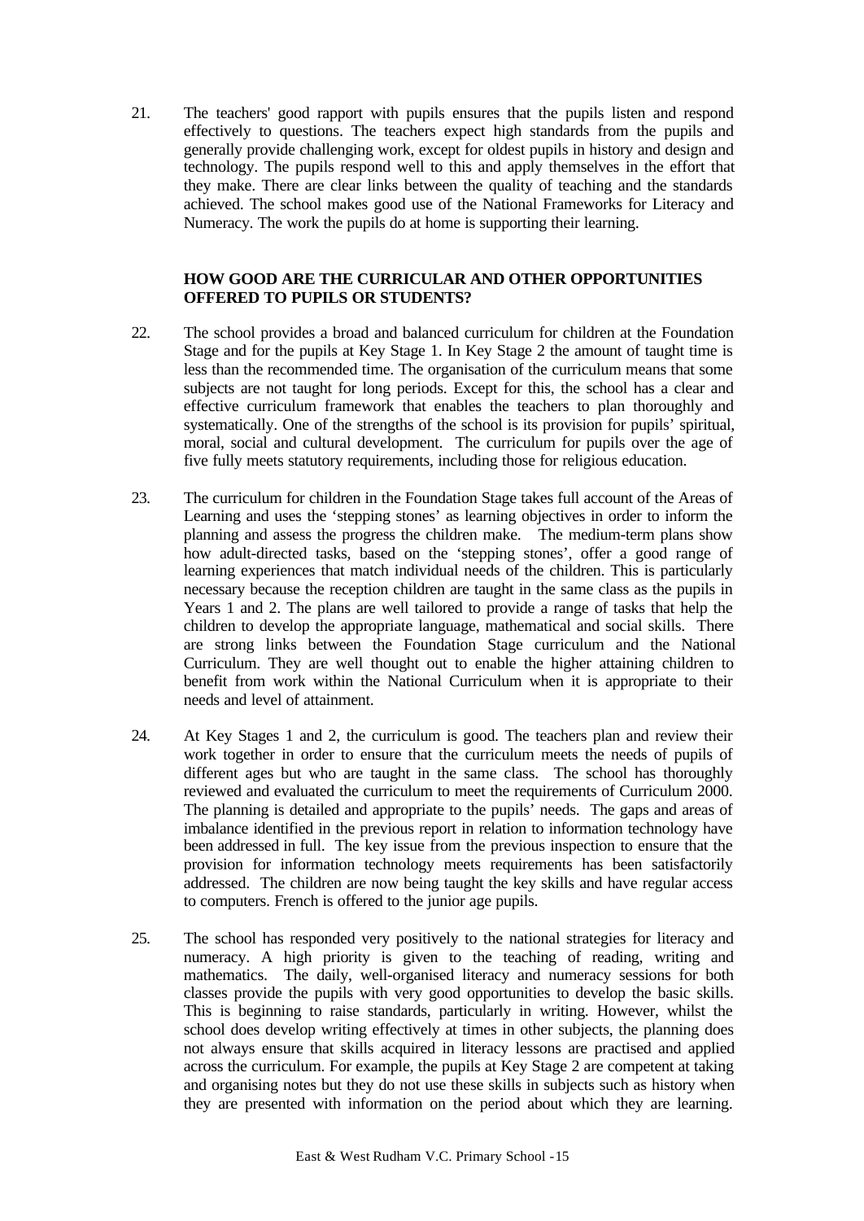21. The teachers' good rapport with pupils ensures that the pupils listen and respond effectively to questions. The teachers expect high standards from the pupils and generally provide challenging work, except for oldest pupils in history and design and technology. The pupils respond well to this and apply themselves in the effort that they make. There are clear links between the quality of teaching and the standards achieved. The school makes good use of the National Frameworks for Literacy and Numeracy. The work the pupils do at home is supporting their learning.

### HOW GOOD ARE THE CURRICULAR AND OTHER OPPORTUNITIES OFFERED TO PUPILS OR STUDENTS?

22. The school provides a broad and balanced curriculum for children at the Foundation Stage and for the pupils at Key Stage 1. In Key Stage 2 the amount of taught time is less than the recommended time. The organisation of the curriculum means that some subjects are not taught for long periods. Except for this, the school has a clear and effective curriculum framework that enables the teachers to plan thoroughly and systematically. One of the strengths of the school is its provision for pupils' spiritual, moral, social and cultural development. The curriculum for pupils over the age of five fully meets statutory requirements, including those for religious education.

23. The curriculum for children in the Foundation Stage takes full account of the Areas of Learning and uses the 'stepping stones' as learning objectives in order to inform the planning and assess the progress the children make. The medium-term plans show how adult-directed tasks, based on the 'stepping stones', offer a good range of learning experiences that match individual needs of the children. This is particularly necessary because the reception children are taught in the same class as the pupils in Years 1 and 2. The plans are well tailored to provide a range of tasks that help the children to develop the appropriate language, mathematical and social skills. There are strong links between the Foundation Stage curriculum and the National Curriculum. They are well thought out to enable the higher attaining children to benefit from work within the National Curriculum when it is appropriate to their needs and level of attainment.

24. At Key Stages 1 and 2, the curriculum is good. The teachers plan and review their work together in order to ensure that the curriculum meets the needs of pupils of different ages but who are taught in the same class. The school has thoroughly reviewed and evaluated the curriculum to meet the requirements of Curriculum 2000. The planning is detailed and appropriate to the pupils' needs. The gaps and areas of imbalance identified in the previous report in relation to information technology have been addressed in full. The key issue from the previous inspection to ensure that the provision for information technology meets requirements has been satisfactorily addressed. The children are now being taught the key skills and have regular access to computers. French is offered to the junior age pupils.

25. The school has responded very positively to the national strategies for literacy and numeracy. A high priority is given to the teaching of reading, writing and mathematics. The daily, well-organised literacy and numeracy sessions for both classes provide the pupils with very good opportunities to develop the basic skills. This is beginning to raise standards, particularly in writing. However, whilst the school does develop writing effectively at times in other subjects, the planning does not always ensure that skills acquired in literacy lessons are practised and applied across the curriculum. For example, the pupils at Key Stage 2 are competent at taking and organising notes but they do not use these skills in subjects such as history when they are presented with information on the period about which they are learning.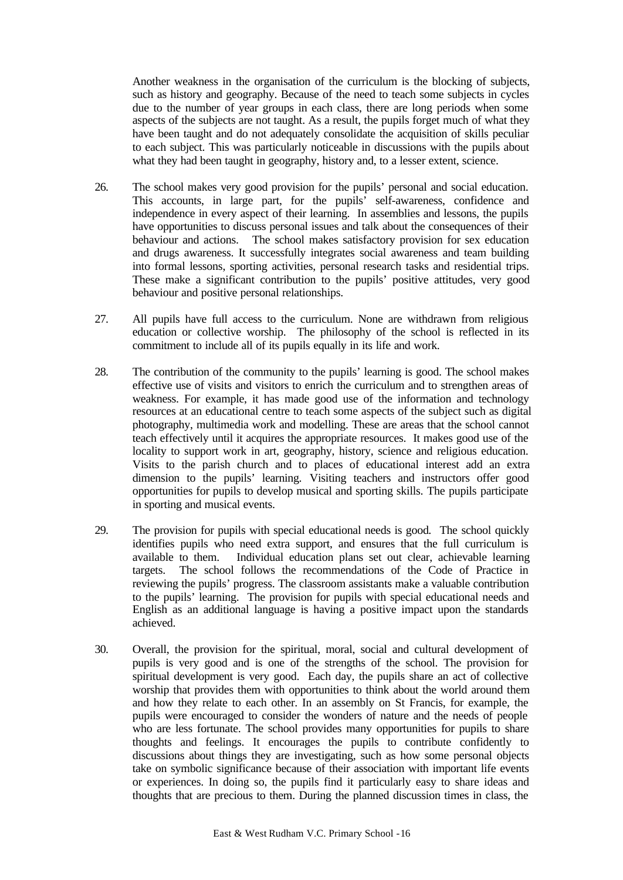Another weakness in the organisation of the curriculum is the blocking of subjects, such as history and geography. Because of the need to teach some subjects in cycles due to the number of year groups in each class, there are long periods when some aspects of the subjects are not taught. As a result, the pupils forget much of what they have been taught and do not adequately consolidate the acquisition of skills peculiar to each subject. This was particularly noticeable in discussions with the pupils about what they had been taught in geography, history and, to a lesser extent, science.

26. The school makes very good provision for the pupils' personal and social education. This accounts, in large part, for the pupils' self-awareness, confidence and independence in every aspect of their learning. In assemblies and lessons, the pupils have opportunities to discuss personal issues and talk about the consequences of their behaviour and actions. The school makes satisfactory provision for sex education and drugs awareness. It successfully integrates social awareness and team building into formal lessons, sporting activities, personal research tasks and residential trips. These make a significant contribution to the pupils' positive attitudes, very good behaviour and positive personal relationships.

27. All pupils have full access to the curriculum. None are withdrawn from religious education or collective worship. The philosophy of the school is reflected in its commitment to include all of its pupils equally in its life and work.

28. The contribution of the community to the pupils' learning is good. The school makes effective use of visits and visitors to enrich the curriculum and to strengthen areas of weakness. For example, it has made good use of the information and technology resources at an educational centre to teach some aspects of the subject such as digital photography, multimedia work and modelling. These are areas that the school cannot teach effectively until it acquires the appropriate resources. It makes good use of the locality to support work in art, geography, history, science and religious education. Visits to the parish church and to places of educational interest add an extra dimension to the pupils' learning. Visiting teachers and instructors offer good opportunities for pupils to develop musical and sporting skills. The pupils participate in sporting and musical events.

29. The provision for pupils with special educational needs is good. The school quickly identifies pupils who need extra support, and ensures that the full curriculum is available to them. Individual education plans set out clear, achievable learning targets. The school follows the recommendations of the Code of Practice in reviewing the pupils' progress. The classroom assistants make a valuable contribution to the pupils' learning. The provision for pupils with special educational needs and English as an additional language is having a positive impact upon the standards achieved.

30. Overall, the provision for the spiritual, moral, social and cultural development of pupils is very good and is one of the strengths of the school. The provision for spiritual development is very good. Each day, the pupils share an act of collective worship that provides them with opportunities to think about the world around them and how they relate to each other. In an assembly on St Francis, for example, the pupils were encouraged to consider the wonders of nature and the needs of people who are less fortunate. The school provides many opportunities for pupils to share thoughts and feelings. It encourages the pupils to contribute confidently to discussions about things they are investigating, such as how some personal objects take on symbolic significance because of their association with important life events or experiences. In doing so, the pupils find it particularly easy to share ideas and thoughts that are precious to them. During the planned discussion times in class, the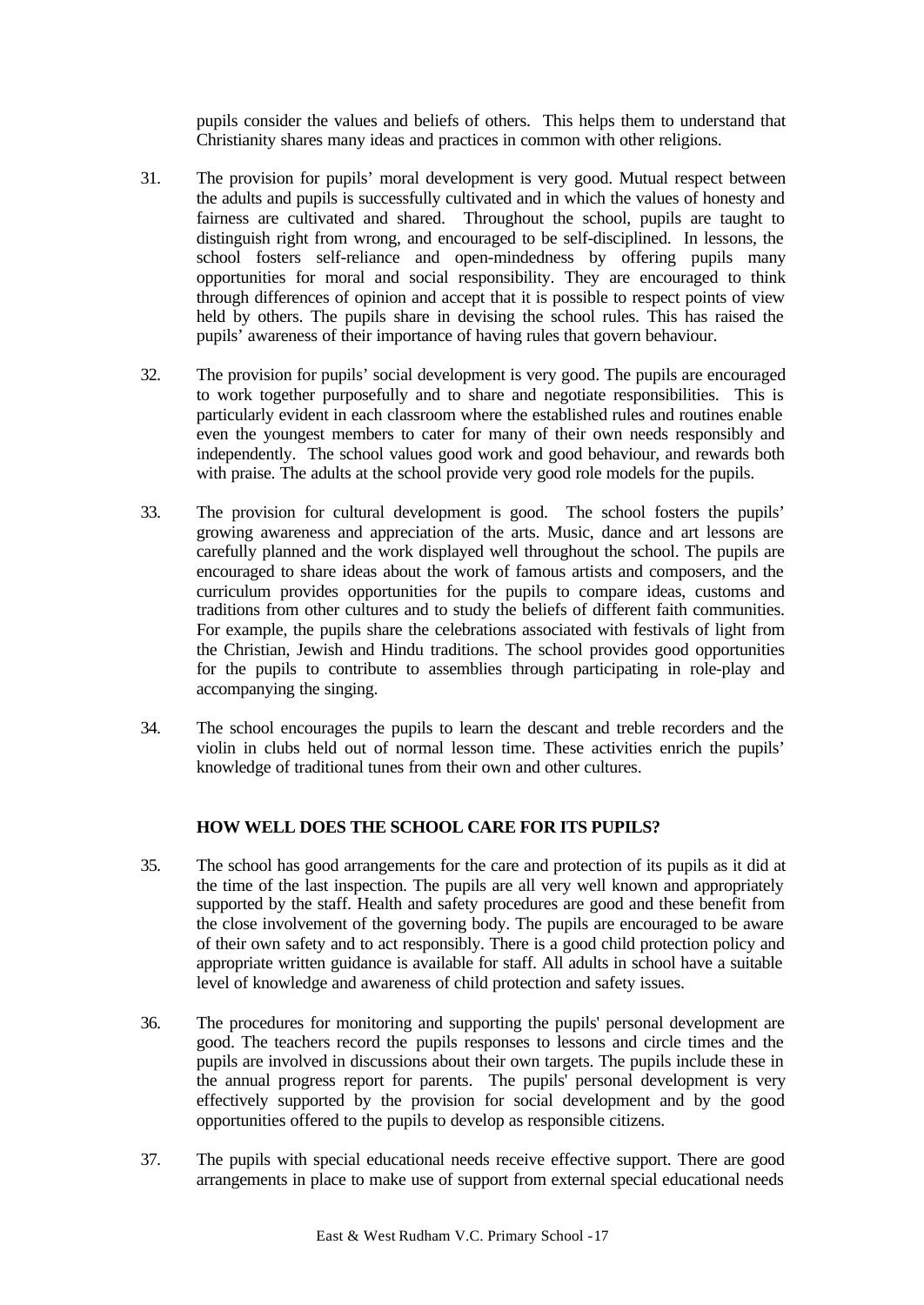pupils consider the values and beliefs of others. This helps them to understand that Christianity shares many ideas and practices in common with other religions.

31. The provision for pupils' moral development is very good. Mutual respect between the adults and pupils is successfully cultivated and in which the values of honesty and fairness are cultivated and shared. Throughout the school, pupils are taught to distinguish right from wrong, and encouraged to be self-disciplined. In lessons, the school fosters self-reliance and open-mindedness by offering pupils many opportunities for moral and social responsibility. They are encouraged to think through differences of opinion and accept that it is possible to respect points of view held by others. The pupils share in devising the school rules. This has raised the pupils' awareness of their importance of having rules that govern behaviour.

32. The provision for pupils' social development is very good. The pupils are encouraged to work together purposefully and to share and negotiate responsibilities. This is particularly evident in each classroom where the established rules and routines enable even the youngest members to cater for many of their own needs responsibly and independently. The school values good work and good behaviour, and rewards both with praise. The adults at the school provide very good role models for the pupils.

33. The provision for cultural development is good. The school fosters the pupils' growing awareness and appreciation of the arts. Music, dance and art lessons are carefully planned and the work displayed well throughout the school. The pupils are encouraged to share ideas about the work of famous artists and composers, and the curriculum provides opportunities for the pupils to compare ideas, customs and traditions from other cultures and to study the beliefs of different faith communities. For example, the pupils share the celebrations associated with festivals of light from the Christian, Jewish and Hindu traditions. The school provides good opportunities for the pupils to contribute to assemblies through participating in role-play and accompanying the singing.

34. The school encourages the pupils to learn the descant and treble recorders and the violin in clubs held out of normal lesson time. These activities enrich the pupils' knowledge of traditional tunes from their own and other cultures.

## HOW WELL DOES THE SCHOOL CARE FOR ITS PUPILS?

35. The school has good arrangements for the care and protection of its pupils as it did at the time of the last inspection. The pupils are all very well known and appropriately supported by the staff. Health and safety procedures are good and these benefit from the close involvement of the governing body. The pupils are encouraged to be aware of their own safety and to act responsibly. There is a good child protection policy and appropriate written guidance is available for staff. All adults in school have a suitable level of knowledge and awareness of child protection and safety issues.

36. The procedures for monitoring and supporting the pupils' personal development are good. The teachers record the pupils responses to lessons and circle times and the pupils are involved in discussions about their own targets. The pupils include these in the annual progress report for parents. The pupils' personal development is very effectively supported by the provision for social development and by the good opportunities offered to the pupils to develop as responsible citizens.

37. The pupils with special educational needs receive effective support. There are good arrangements in place to make use of support from external special educational needs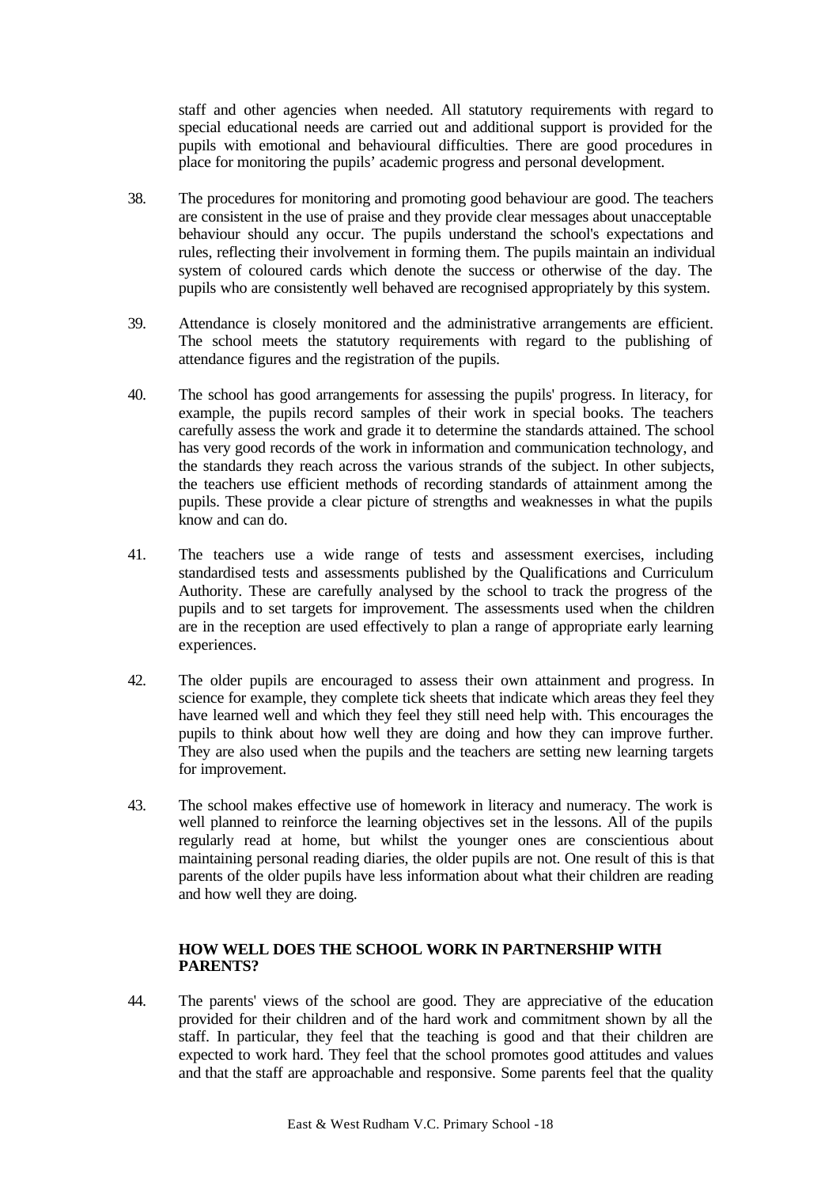staff and other agencies when needed. All statutory requirements with regard to special educational needs are carried out and additional support is provided for the pupils with emotional and behavioural difficulties. There are good procedures in place for monitoring the pupils' academic progress and personal development.

38. The procedures for monitoring and promoting good behaviour are good. The teachers are consistent in the use of praise and they provide clear messages about unacceptable behaviour should any occur. The pupils understand the school's expectations and rules, reflecting their involvement in forming them. The pupils maintain an individual system of coloured cards which denote the success or otherwise of the day. The pupils who are consistently well behaved are recognised appropriately by this system.

39. Attendance is closely monitored and the administrative arrangements are efficient. The school meets the statutory requirements with regard to the publishing of attendance figures and the registration of the pupils.

40. The school has good arrangements for assessing the pupils' progress. In literacy, for example, the pupils record samples of their work in special books. The teachers carefully assess the work and grade it to determine the standards attained. The school has very good records of the work in information and communication technology, and the standards they reach across the various strands of the subject. In other subjects, the teachers use efficient methods of recording standards of attainment among the pupils. These provide a clear picture of strengths and weaknesses in what the pupils know and can do.

41. The teachers use a wide range of tests and assessment exercises, including standardised tests and assessments published by the Qualifications and Curriculum Authority. These are carefully analysed by the school to track the progress of the pupils and to set targets for improvement. The assessments used when the children are in the reception are used effectively to plan a range of appropriate early learning experiences.

42. The older pupils are encouraged to assess their own attainment and progress. In science for example, they complete tick sheets that indicate which areas they feel they have learned well and which they feel they still need help with. This encourages the pupils to think about how well they are doing and how they can improve further. They are also used when the pupils and the teachers are setting new learning targets for improvement.

43. The school makes effective use of homework in literacy and numeracy. The work is well planned to reinforce the learning objectives set in the lessons. All of the pupils regularly read at home, but whilst the younger ones are conscientious about maintaining personal reading diaries, the older pupils are not. One result of this is that parents of the older pupils have less information about what their children are reading and how well they are doing.

### HOW WELL DOES THE SCHOOL WORK IN PARTNERSHIP WITH PARENTS?

44. The parents' views of the school are good. They are appreciative of the education provided for their children and of the hard work and commitment shown by all the staff. In particular, they feel that the teaching is good and that their children are expected to work hard. They feel that the school promotes good attitudes and values and that the staff are approachable and responsive. Some parents feel that the quality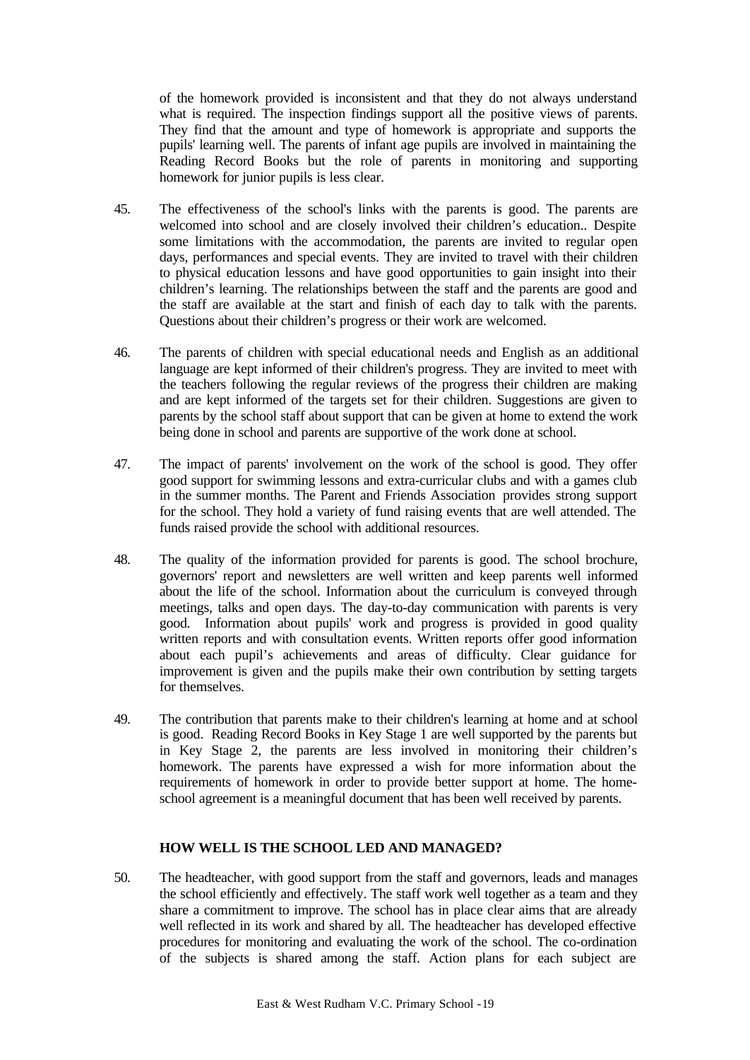of the homework provided is inconsistent and that they do not always understand what is required. The inspection findings support all the positive views of parents. They find that the amount and type of homework is appropriate and supports the pupils' learning well. The parents of infant age pupils are involved in maintaining the Reading Record Books but the role of parents in monitoring and supporting homework for junior pupils is less clear.

45. The effectiveness of the school's links with the parents is good. The parents are welcomed into school and are closely involved their children's education.. Despite some limitations with the accommodation, the parents are invited to regular open days, performances and special events. They are invited to travel with their children to physical education lessons and have good opportunities to gain insight into their children's learning. The relationships between the staff and the parents are good and the staff are available at the start and finish of each day to talk with the parents. Questions about their children's progress or their work are welcomed.

46. The parents of children with special educational needs and English as an additional language are kept informed of their children's progress. They are invited to meet with the teachers following the regular reviews of the progress their children are making and are kept informed of the targets set for their children. Suggestions are given to parents by the school staff about support that can be given at home to extend the work being done in school and parents are supportive of the work done at school.

47. The impact of parents' involvement on the work of the school is good. They offer good support for swimming lessons and extra-curricular clubs and with a games club in the summer months. The Parent and Friends Association provides strong support for the school. They hold a variety of fund raising events that are well attended. The funds raised provide the school with additional resources.

48. The quality of the information provided for parents is good. The school brochure, governors' report and newsletters are well written and keep parents well informed about the life of the school. Information about the curriculum is conveyed through meetings, talks and open days. The day-to-day communication with parents is very good. Information about pupils' work and progress is provided in good quality written reports and with consultation events. Written reports offer good information about each pupil's achievements and areas of difficulty. Clear guidance for improvement is given and the pupils make their own contribution by setting targets for themselves.

49. The contribution that parents make to their children's learning at home and at school is good. Reading Record Books in Key Stage 1 are well supported by the parents but in Key Stage 2, the parents are less involved in monitoring their children's homework. The parents have expressed a wish for more information about the requirements of homework in order to provide better support at home. The home-school agreement is a meaningful document that has been well received by parents.

### HOW WELL IS THE SCHOOL LED AND MANAGED?

50. The headteacher, with good support from the staff and governors, leads and manages the school efficiently and effectively. The staff work well together as a team and they share a commitment to improve. The school has in place clear aims that are already well reflected in its work and shared by all. The headteacher has developed effective procedures for monitoring and evaluating the work of the school. The co-ordination of the subjects is shared among the staff. Action plans for each subject are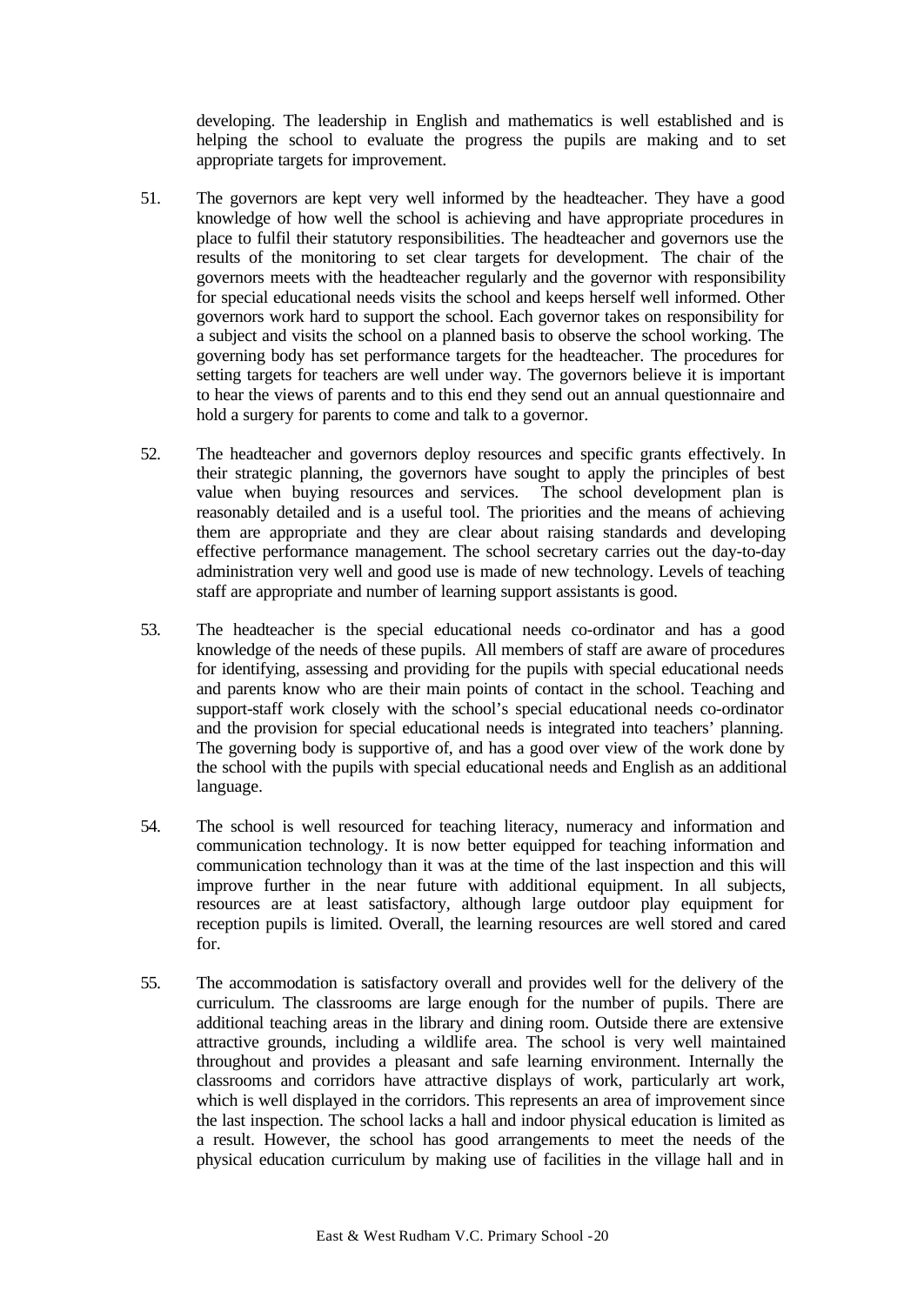developing. The leadership in English and mathematics is well established and is helping the school to evaluate the progress the pupils are making and to set appropriate targets for improvement.

51. The governors are kept very well informed by the headteacher. They have a good knowledge of how well the school is achieving and have appropriate procedures in place to fulfil their statutory responsibilities. The headteacher and governors use the results of the monitoring to set clear targets for development. The chair of the governors meets with the headteacher regularly and the governor with responsibility for special educational needs visits the school and keeps herself well informed. Other governors work hard to support the school. Each governor takes on responsibility for a subject and visits the school on a planned basis to observe the school working. The governing body has set performance targets for the headteacher. The procedures for setting targets for teachers are well under way. The governors believe it is important to hear the views of parents and to this end they send out an annual questionnaire and hold a surgery for parents to come and talk to a governor.

52. The headteacher and governors deploy resources and specific grants effectively. In their strategic planning, the governors have sought to apply the principles of best value when buying resources and services. The school development plan is reasonably detailed and is a useful tool. The priorities and the means of achieving them are appropriate and they are clear about raising standards and developing effective performance management. The school secretary carries out the day-to-day administration very well and good use is made of new technology. Levels of teaching staff are appropriate and number of learning support assistants is good.

53. The headteacher is the special educational needs co-ordinator and has a good knowledge of the needs of these pupils. All members of staff are aware of procedures for identifying, assessing and providing for the pupils with special educational needs and parents know who are their main points of contact in the school. Teaching and support-staff work closely with the school's special educational needs co-ordinator and the provision for special educational needs is integrated into teachers' planning. The governing body is supportive of, and has a good over view of the work done by the school with the pupils with special educational needs and English as an additional language.

54. The school is well resourced for teaching literacy, numeracy and information and communication technology. It is now better equipped for teaching information and communication technology than it was at the time of the last inspection and this will improve further in the near future with additional equipment. In all subjects, resources are at least satisfactory, although large outdoor play equipment for reception pupils is limited. Overall, the learning resources are well stored and cared for.

55. The accommodation is satisfactory overall and provides well for the delivery of the curriculum. The classrooms are large enough for the number of pupils. There are additional teaching areas in the library and dining room. Outside there are extensive attractive grounds, including a wildlife area. The school is very well maintained throughout and provides a pleasant and safe learning environment. Internally the classrooms and corridors have attractive displays of work, particularly art work, which is well displayed in the corridors. This represents an area of improvement since the last inspection. The school lacks a hall and indoor physical education is limited as a result. However, the school has good arrangements to meet the needs of the physical education curriculum by making use of facilities in the village hall and in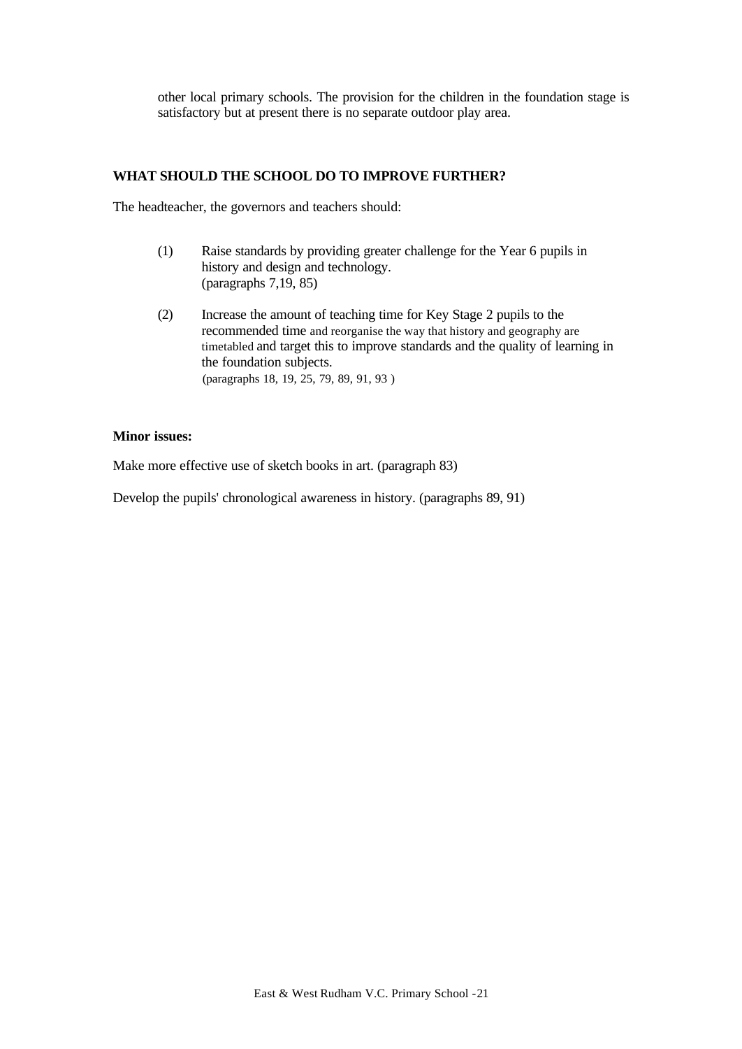other local primary schools. The provision for the children in the foundation stage is satisfactory but at present there is no separate outdoor play area.

## WHAT SHOULD THE SCHOOL DO TO IMPROVE FURTHER?

The headteacher, the governors and teachers should:

(1) Raise standards by providing greater challenge for the Year 6 pupils in history and design and technology.
(paragraphs 7,19, 85)

(2) Increase the amount of teaching time for Key Stage 2 pupils to the recommended time and reorganise the way that history and geography are timetabled and target this to improve standards and the quality of learning in the foundation subjects.
(paragraphs 18, 19, 25, 79, 89, 91, 93 )

**Minor issues:**

Make more effective use of sketch books in art. (paragraph 83)

Develop the pupils' chronological awareness in history. (paragraphs 89, 91)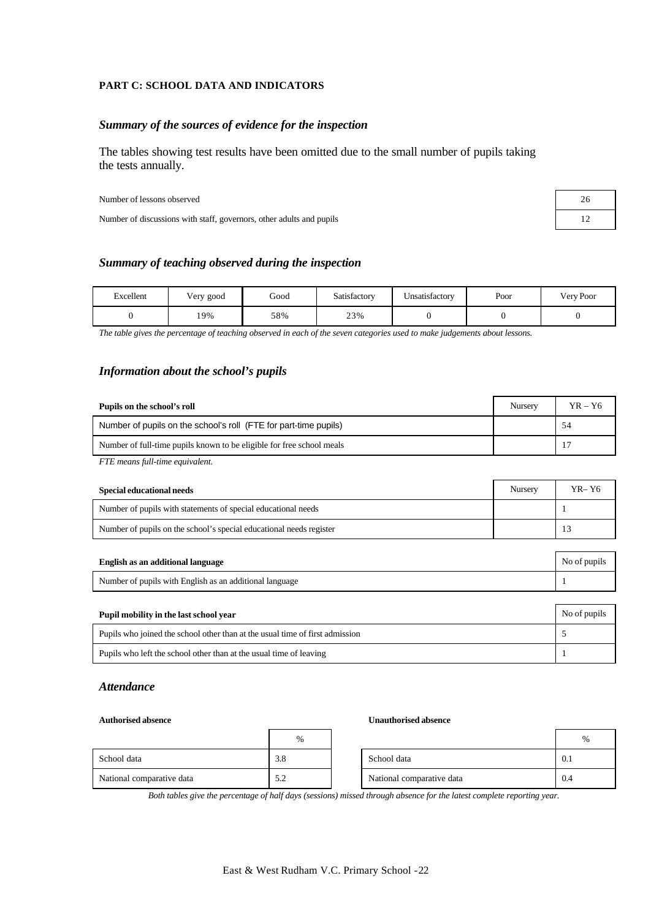## PART C: SCHOOL DATA AND INDICATORS

### *Summary of the sources of evidence for the inspection*

The tables showing test results have been omitted due to the small number of pupils taking the tests annually.

| | |
|---|---|
| Number of lessons observed | 26 |
| Number of discussions with staff, governors, other adults and pupils | 12 |

### *Summary of teaching observed during the inspection*

| Excellent | Very good | Good | Satisfactory | Unsatisfactory | Poor | Very Poor |
|---|---|---|---|---|---|---|
| 0 | 19% | 58% | 23% | 0 | 0 | 0 |

*The table gives the percentage of teaching observed in each of the seven categories used to make judgements about lessons.*

### *Information about the school's pupils*

| Pupils on the school's roll | Nursery | YR – Y6 |
|---|---|---|
| Number of pupils on the school's roll (FTE for part-time pupils) | | 54 |
| Number of full-time pupils known to be eligible for free school meals | | 17 |

*FTE means full-time equivalent.*

| Special educational needs | Nursery | YR– Y6 |
|---|---|---|
| Number of pupils with statements of special educational needs | | 1 |
| Number of pupils on the school's special educational needs register | | 13 |

| English as an additional language | No of pupils |
|---|---|
| Number of pupils with English as an additional language | 1 |

| Pupil mobility in the last school year | No of pupils |
|---|---|
| Pupils who joined the school other than at the usual time of first admission | 5 |
| Pupils who left the school other than at the usual time of leaving | 1 |

### *Attendance*

**Authorised absence**

| | % |
|---|---|
| School data | 3.8 |
| National comparative data | 5.2 |

**Unauthorised absence**

| | % |
|---|---|
| School data | 0.1 |
| National comparative data | 0.4 |

*Both tables give the percentage of half days (sessions) missed through absence for the latest complete reporting year.*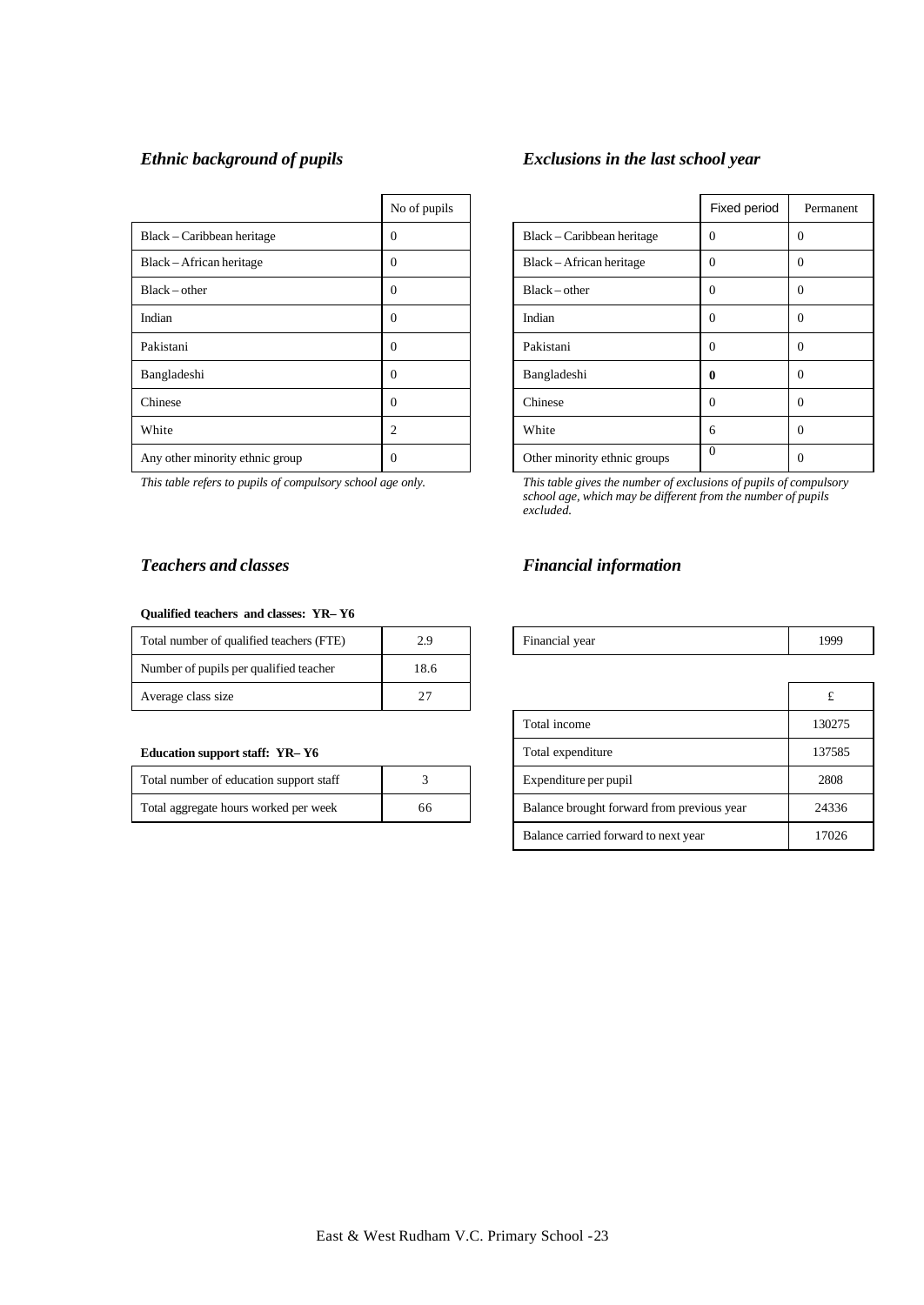### *Ethnic background of pupils*

| | No of pupils |
|---|---|
| Black – Caribbean heritage | 0 |
| Black – African heritage | 0 |
| Black – other | 0 |
| Indian | 0 |
| Pakistani | 0 |
| Bangladeshi | 0 |
| Chinese | 0 |
| White | 2 |
| Any other minority ethnic group | 0 |

*This table refers to pupils of compulsory school age only.*

### *Exclusions in the last school year*

| | Fixed period | Permanent |
|---|---|---|
| Black – Caribbean heritage | 0 | 0 |
| Black – African heritage | 0 | 0 |
| Black – other | 0 | 0 |
| Indian | 0 | 0 |
| Pakistani | 0 | 0 |
| Bangladeshi | **0** | 0 |
| Chinese | 0 | 0 |
| White | 6 | 0 |
| Other minority ethnic groups | 0 | 0 |

*This table gives the number of exclusions of pupils of compulsory school age, which may be different from the number of pupils excluded.*

### *Teachers and classes*

**Qualified teachers and classes: YR– Y6**

| | |
|---|---|
| Total number of qualified teachers (FTE) | 2.9 |
| Number of pupils per qualified teacher | 18.6 |
| Average class size | 27 |

**Education support staff: YR– Y6**

| | |
|---|---|
| Total number of education support staff | 3 |
| Total aggregate hours worked per week | 66 |

### *Financial information*

| | |
|---|---|
| Financial year | 1999 |

| | £ |
|---|---|
| Total income | 130275 |
| Total expenditure | 137585 |
| Expenditure per pupil | 2808 |
| Balance brought forward from previous year | 24336 |
| Balance carried forward to next year | 17026 |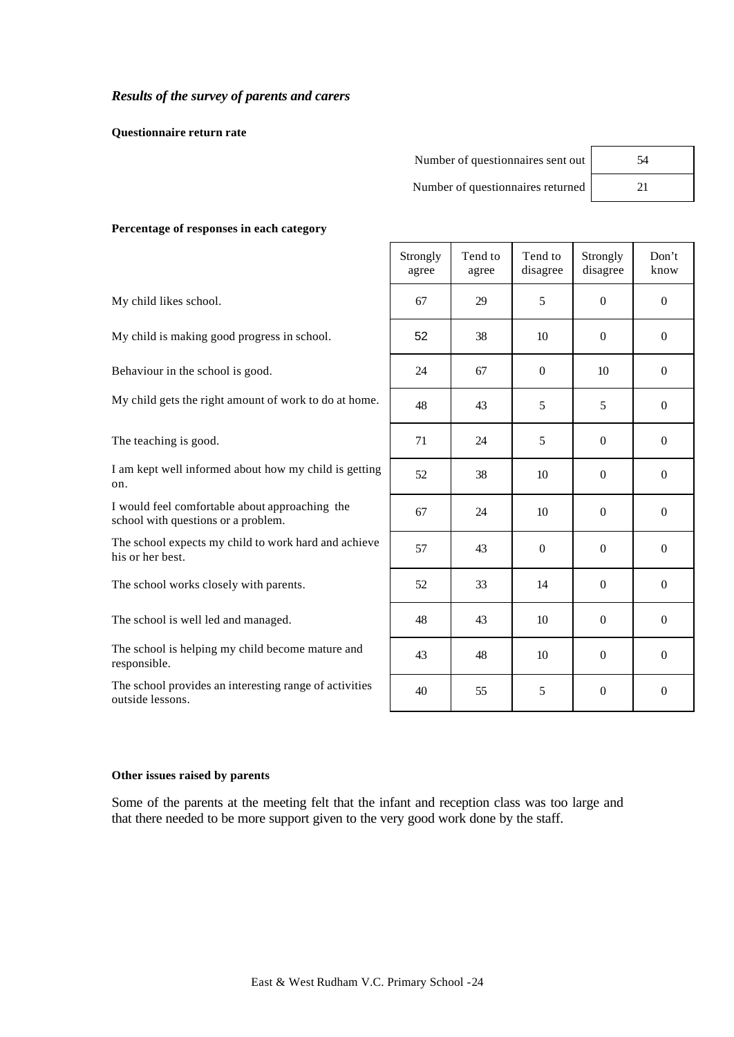### *Results of the survey of parents and carers*

**Questionnaire return rate**

| | |
|---|---|
| Number of questionnaires sent out | 54 |
| Number of questionnaires returned | 21 |

**Percentage of responses in each category**

| | Strongly agree | Tend to agree | Tend to disagree | Strongly disagree | Don't know |
|---|---|---|---|---|---|
| My child likes school. | 67 | 29 | 5 | 0 | 0 |
| My child is making good progress in school. | 52 | 38 | 10 | 0 | 0 |
| Behaviour in the school is good. | 24 | 67 | 0 | 10 | 0 |
| My child gets the right amount of work to do at home. | 48 | 43 | 5 | 5 | 0 |
| The teaching is good. | 71 | 24 | 5 | 0 | 0 |
| I am kept well informed about how my child is getting on. | 52 | 38 | 10 | 0 | 0 |
| I would feel comfortable about approaching the school with questions or a problem. | 67 | 24 | 10 | 0 | 0 |
| The school expects my child to work hard and achieve his or her best. | 57 | 43 | 0 | 0 | 0 |
| The school works closely with parents. | 52 | 33 | 14 | 0 | 0 |
| The school is well led and managed. | 48 | 43 | 10 | 0 | 0 |
| The school is helping my child become mature and responsible. | 43 | 48 | 10 | 0 | 0 |
| The school provides an interesting range of activities outside lessons. | 40 | 55 | 5 | 0 | 0 |

**Other issues raised by parents**

Some of the parents at the meeting felt that the infant and reception class was too large and that there needed to be more support given to the very good work done by the staff.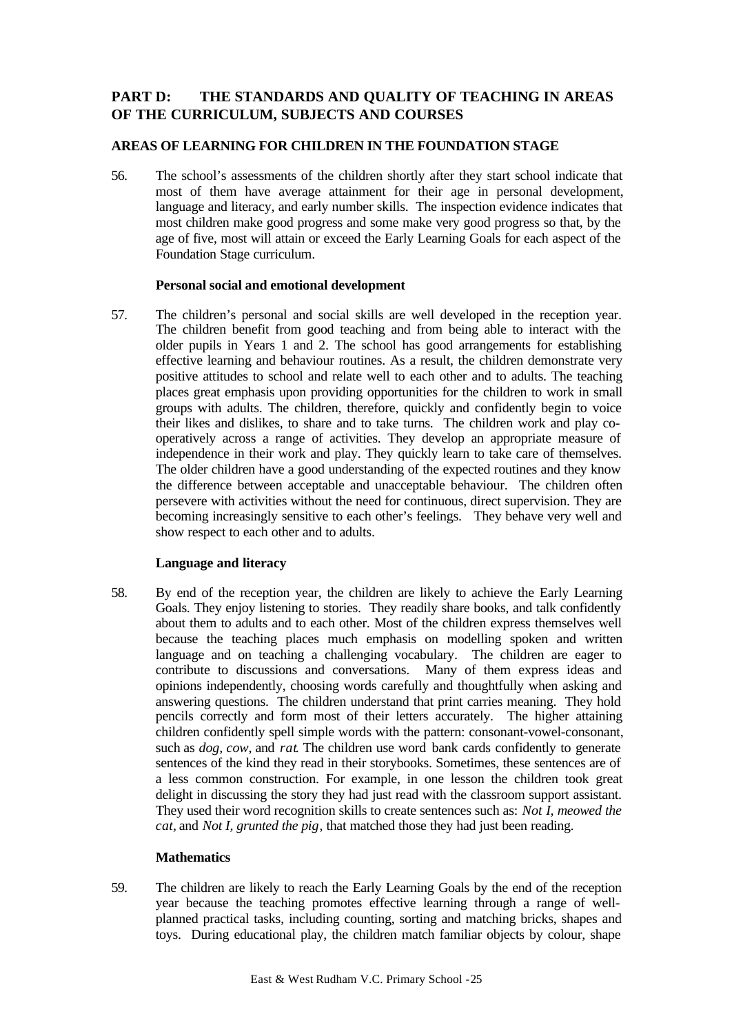## PART D: THE STANDARDS AND QUALITY OF TEACHING IN AREAS OF THE CURRICULUM, SUBJECTS AND COURSES

### AREAS OF LEARNING FOR CHILDREN IN THE FOUNDATION STAGE

56. The school's assessments of the children shortly after they start school indicate that most of them have average attainment for their age in personal development, language and literacy, and early number skills. The inspection evidence indicates that most children make good progress and some make very good progress so that, by the age of five, most will attain or exceed the Early Learning Goals for each aspect of the Foundation Stage curriculum.

#### Personal social and emotional development

57. The children's personal and social skills are well developed in the reception year. The children benefit from good teaching and from being able to interact with the older pupils in Years 1 and 2. The school has good arrangements for establishing effective learning and behaviour routines. As a result, the children demonstrate very positive attitudes to school and relate well to each other and to adults. The teaching places great emphasis upon providing opportunities for the children to work in small groups with adults. The children, therefore, quickly and confidently begin to voice their likes and dislikes, to share and to take turns. The children work and play co-operatively across a range of activities. They develop an appropriate measure of independence in their work and play. They quickly learn to take care of themselves. The older children have a good understanding of the expected routines and they know the difference between acceptable and unacceptable behaviour. The children often persevere with activities without the need for continuous, direct supervision. They are becoming increasingly sensitive to each other's feelings. They behave very well and show respect to each other and to adults.

#### Language and literacy

58. By end of the reception year, the children are likely to achieve the Early Learning Goals. They enjoy listening to stories. They readily share books, and talk confidently about them to adults and to each other. Most of the children express themselves well because the teaching places much emphasis on modelling spoken and written language and on teaching a challenging vocabulary. The children are eager to contribute to discussions and conversations. Many of them express ideas and opinions independently, choosing words carefully and thoughtfully when asking and answering questions. The children understand that print carries meaning. They hold pencils correctly and form most of their letters accurately. The higher attaining children confidently spell simple words with the pattern: consonant-vowel-consonant, such as *dog, cow*, and *rat*. The children use word bank cards confidently to generate sentences of the kind they read in their storybooks. Sometimes, these sentences are of a less common construction. For example, in one lesson the children took great delight in discussing the story they had just read with the classroom support assistant. They used their word recognition skills to create sentences such as: *Not I, meowed the cat*, and *Not I, grunted the pig*, that matched those they had just been reading.

#### Mathematics

59. The children are likely to reach the Early Learning Goals by the end of the reception year because the teaching promotes effective learning through a range of well-planned practical tasks, including counting, sorting and matching bricks, shapes and toys. During educational play, the children match familiar objects by colour, shape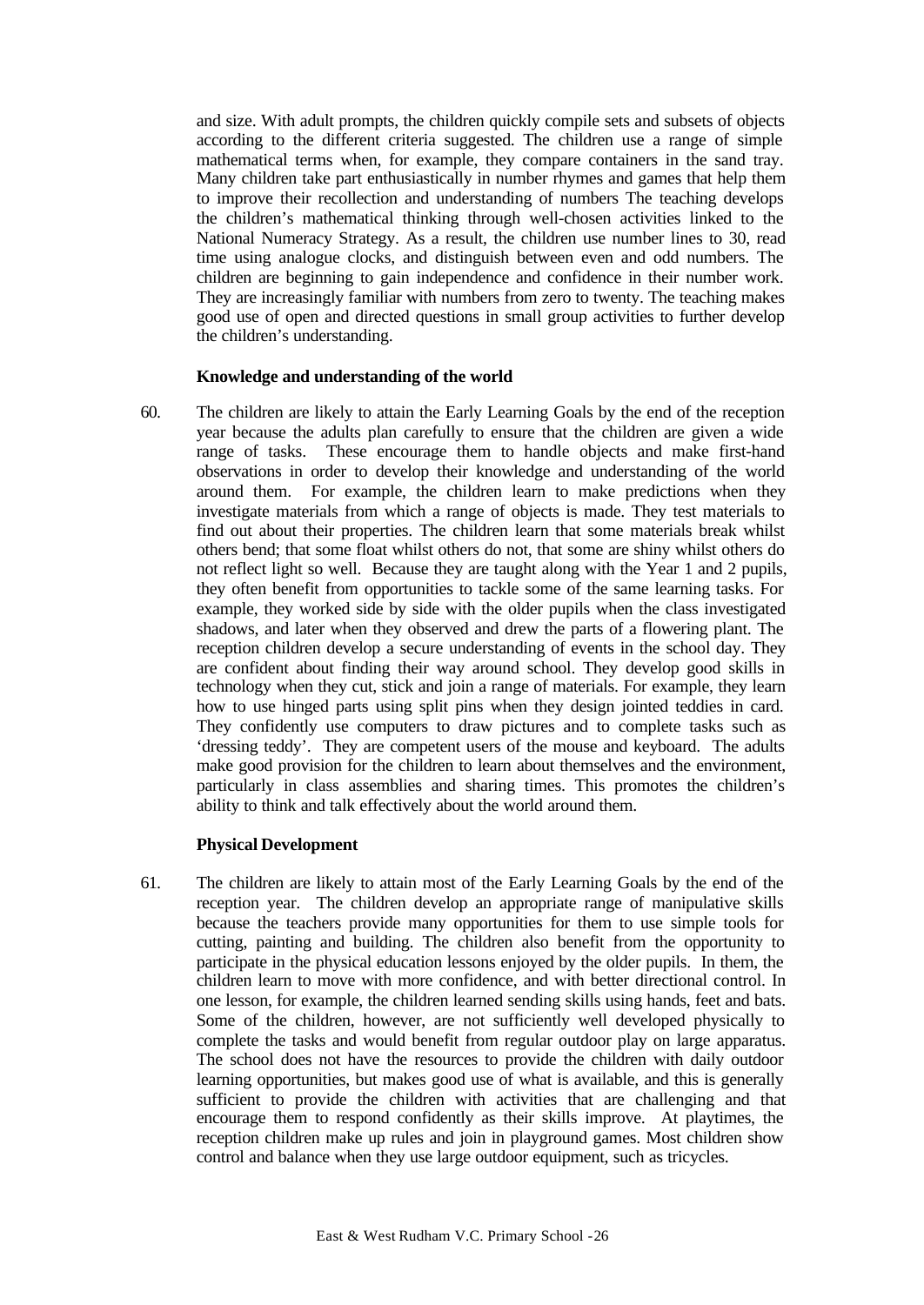and size. With adult prompts, the children quickly compile sets and subsets of objects according to the different criteria suggested. The children use a range of simple mathematical terms when, for example, they compare containers in the sand tray. Many children take part enthusiastically in number rhymes and games that help them to improve their recollection and understanding of numbers The teaching develops the children's mathematical thinking through well-chosen activities linked to the National Numeracy Strategy. As a result, the children use number lines to 30, read time using analogue clocks, and distinguish between even and odd numbers. The children are beginning to gain independence and confidence in their number work. They are increasingly familiar with numbers from zero to twenty. The teaching makes good use of open and directed questions in small group activities to further develop the children's understanding.

**Knowledge and understanding of the world**

60. The children are likely to attain the Early Learning Goals by the end of the reception year because the adults plan carefully to ensure that the children are given a wide range of tasks. These encourage them to handle objects and make first-hand observations in order to develop their knowledge and understanding of the world around them. For example, the children learn to make predictions when they investigate materials from which a range of objects is made. They test materials to find out about their properties. The children learn that some materials break whilst others bend; that some float whilst others do not, that some are shiny whilst others do not reflect light so well. Because they are taught along with the Year 1 and 2 pupils, they often benefit from opportunities to tackle some of the same learning tasks. For example, they worked side by side with the older pupils when the class investigated shadows, and later when they observed and drew the parts of a flowering plant. The reception children develop a secure understanding of events in the school day. They are confident about finding their way around school. They develop good skills in technology when they cut, stick and join a range of materials. For example, they learn how to use hinged parts using split pins when they design jointed teddies in card. They confidently use computers to draw pictures and to complete tasks such as 'dressing teddy'. They are competent users of the mouse and keyboard. The adults make good provision for the children to learn about themselves and the environment, particularly in class assemblies and sharing times. This promotes the children's ability to think and talk effectively about the world around them.

**Physical Development**

61. The children are likely to attain most of the Early Learning Goals by the end of the reception year. The children develop an appropriate range of manipulative skills because the teachers provide many opportunities for them to use simple tools for cutting, painting and building. The children also benefit from the opportunity to participate in the physical education lessons enjoyed by the older pupils. In them, the children learn to move with more confidence, and with better directional control. In one lesson, for example, the children learned sending skills using hands, feet and bats. Some of the children, however, are not sufficiently well developed physically to complete the tasks and would benefit from regular outdoor play on large apparatus. The school does not have the resources to provide the children with daily outdoor learning opportunities, but makes good use of what is available, and this is generally sufficient to provide the children with activities that are challenging and that encourage them to respond confidently as their skills improve. At playtimes, the reception children make up rules and join in playground games. Most children show control and balance when they use large outdoor equipment, such as tricycles.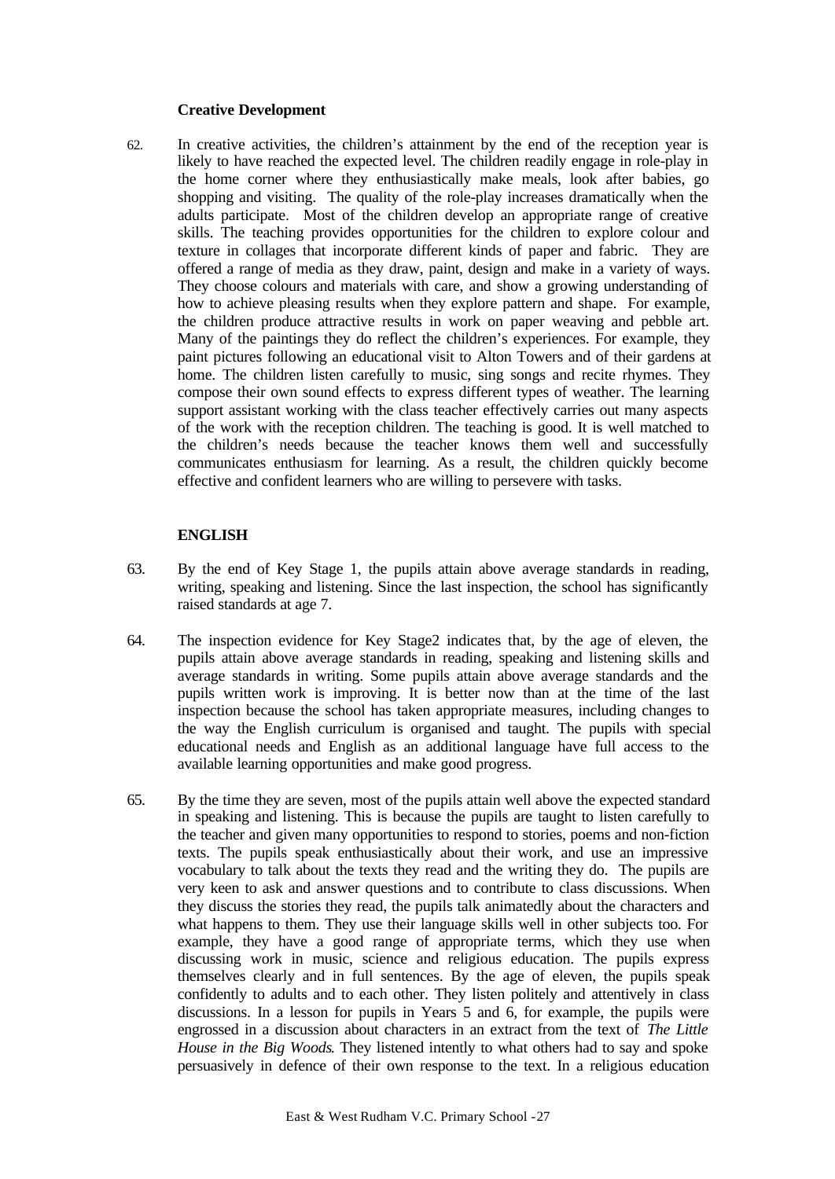### Creative Development

62. In creative activities, the children's attainment by the end of the reception year is likely to have reached the expected level. The children readily engage in role-play in the home corner where they enthusiastically make meals, look after babies, go shopping and visiting. The quality of the role-play increases dramatically when the adults participate. Most of the children develop an appropriate range of creative skills. The teaching provides opportunities for the children to explore colour and texture in collages that incorporate different kinds of paper and fabric. They are offered a range of media as they draw, paint, design and make in a variety of ways. They choose colours and materials with care, and show a growing understanding of how to achieve pleasing results when they explore pattern and shape. For example, the children produce attractive results in work on paper weaving and pebble art. Many of the paintings they do reflect the children's experiences. For example, they paint pictures following an educational visit to Alton Towers and of their gardens at home. The children listen carefully to music, sing songs and recite rhymes. They compose their own sound effects to express different types of weather. The learning support assistant working with the class teacher effectively carries out many aspects of the work with the reception children. The teaching is good. It is well matched to the children's needs because the teacher knows them well and successfully communicates enthusiasm for learning. As a result, the children quickly become effective and confident learners who are willing to persevere with tasks.

## ENGLISH

63. By the end of Key Stage 1, the pupils attain above average standards in reading, writing, speaking and listening. Since the last inspection, the school has significantly raised standards at age 7.

64. The inspection evidence for Key Stage2 indicates that, by the age of eleven, the pupils attain above average standards in reading, speaking and listening skills and average standards in writing. Some pupils attain above average standards and the pupils written work is improving. It is better now than at the time of the last inspection because the school has taken appropriate measures, including changes to the way the English curriculum is organised and taught. The pupils with special educational needs and English as an additional language have full access to the available learning opportunities and make good progress.

65. By the time they are seven, most of the pupils attain well above the expected standard in speaking and listening. This is because the pupils are taught to listen carefully to the teacher and given many opportunities to respond to stories, poems and non-fiction texts. The pupils speak enthusiastically about their work, and use an impressive vocabulary to talk about the texts they read and the writing they do. The pupils are very keen to ask and answer questions and to contribute to class discussions. When they discuss the stories they read, the pupils talk animatedly about the characters and what happens to them. They use their language skills well in other subjects too. For example, they have a good range of appropriate terms, which they use when discussing work in music, science and religious education. The pupils express themselves clearly and in full sentences. By the age of eleven, the pupils speak confidently to adults and to each other. They listen politely and attentively in class discussions. In a lesson for pupils in Years 5 and 6, for example, the pupils were engrossed in a discussion about characters in an extract from the text of *The Little House in the Big Woods*. They listened intently to what others had to say and spoke persuasively in defence of their own response to the text. In a religious education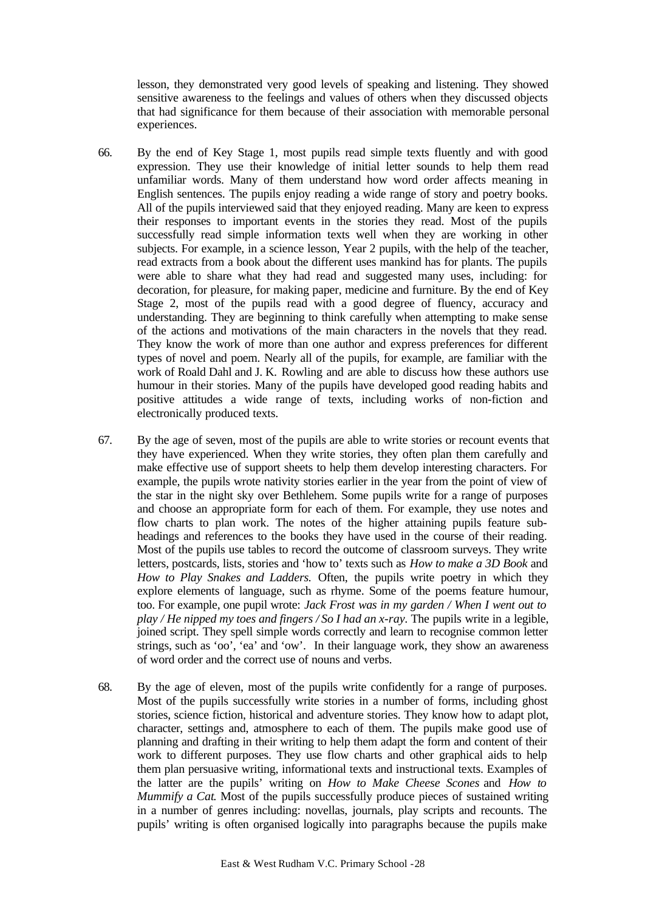lesson, they demonstrated very good levels of speaking and listening. They showed sensitive awareness to the feelings and values of others when they discussed objects that had significance for them because of their association with memorable personal experiences.

66. By the end of Key Stage 1, most pupils read simple texts fluently and with good expression. They use their knowledge of initial letter sounds to help them read unfamiliar words. Many of them understand how word order affects meaning in English sentences. The pupils enjoy reading a wide range of story and poetry books. All of the pupils interviewed said that they enjoyed reading. Many are keen to express their responses to important events in the stories they read. Most of the pupils successfully read simple information texts well when they are working in other subjects. For example, in a science lesson, Year 2 pupils, with the help of the teacher, read extracts from a book about the different uses mankind has for plants. The pupils were able to share what they had read and suggested many uses, including: for decoration, for pleasure, for making paper, medicine and furniture. By the end of Key Stage 2, most of the pupils read with a good degree of fluency, accuracy and understanding. They are beginning to think carefully when attempting to make sense of the actions and motivations of the main characters in the novels that they read. They know the work of more than one author and express preferences for different types of novel and poem. Nearly all of the pupils, for example, are familiar with the work of Roald Dahl and J. K. Rowling and are able to discuss how these authors use humour in their stories. Many of the pupils have developed good reading habits and positive attitudes a wide range of texts, including works of non-fiction and electronically produced texts.

67. By the age of seven, most of the pupils are able to write stories or recount events that they have experienced. When they write stories, they often plan them carefully and make effective use of support sheets to help them develop interesting characters. For example, the pupils wrote nativity stories earlier in the year from the point of view of the star in the night sky over Bethlehem. Some pupils write for a range of purposes and choose an appropriate form for each of them. For example, they use notes and flow charts to plan work. The notes of the higher attaining pupils feature sub-headings and references to the books they have used in the course of their reading. Most of the pupils use tables to record the outcome of classroom surveys. They write letters, postcards, lists, stories and 'how to' texts such as *How to make a 3D Book* and *How to Play Snakes and Ladders.* Often, the pupils write poetry in which they explore elements of language, such as rhyme. Some of the poems feature humour, too. For example, one pupil wrote: *Jack Frost was in my garden / When I went out to play / He nipped my toes and fingers / So I had an x-ray*. The pupils write in a legible, joined script. They spell simple words correctly and learn to recognise common letter strings, such as 'oo', 'ea' and 'ow'. In their language work, they show an awareness of word order and the correct use of nouns and verbs.

68. By the age of eleven, most of the pupils write confidently for a range of purposes. Most of the pupils successfully write stories in a number of forms, including ghost stories, science fiction, historical and adventure stories. They know how to adapt plot, character, settings and, atmosphere to each of them. The pupils make good use of planning and drafting in their writing to help them adapt the form and content of their work to different purposes. They use flow charts and other graphical aids to help them plan persuasive writing, informational texts and instructional texts. Examples of the latter are the pupils' writing on *How to Make Cheese Scones* and *How to Mummify a Cat.* Most of the pupils successfully produce pieces of sustained writing in a number of genres including: novellas, journals, play scripts and recounts. The pupils' writing is often organised logically into paragraphs because the pupils make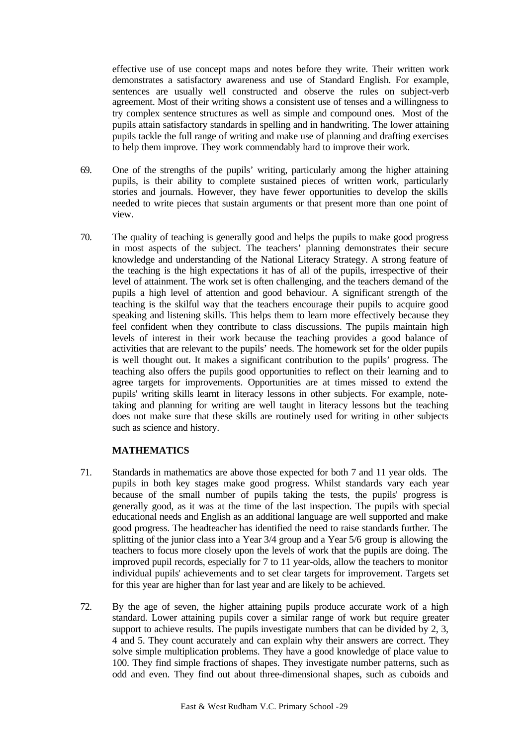effective use of use concept maps and notes before they write. Their written work demonstrates a satisfactory awareness and use of Standard English. For example, sentences are usually well constructed and observe the rules on subject-verb agreement. Most of their writing shows a consistent use of tenses and a willingness to try complex sentence structures as well as simple and compound ones. Most of the pupils attain satisfactory standards in spelling and in handwriting. The lower attaining pupils tackle the full range of writing and make use of planning and drafting exercises to help them improve. They work commendably hard to improve their work.

69. One of the strengths of the pupils' writing, particularly among the higher attaining pupils, is their ability to complete sustained pieces of written work, particularly stories and journals. However, they have fewer opportunities to develop the skills needed to write pieces that sustain arguments or that present more than one point of view.

70. The quality of teaching is generally good and helps the pupils to make good progress in most aspects of the subject. The teachers' planning demonstrates their secure knowledge and understanding of the National Literacy Strategy. A strong feature of the teaching is the high expectations it has of all of the pupils, irrespective of their level of attainment. The work set is often challenging, and the teachers demand of the pupils a high level of attention and good behaviour. A significant strength of the teaching is the skilful way that the teachers encourage their pupils to acquire good speaking and listening skills. This helps them to learn more effectively because they feel confident when they contribute to class discussions. The pupils maintain high levels of interest in their work because the teaching provides a good balance of activities that are relevant to the pupils' needs. The homework set for the older pupils is well thought out. It makes a significant contribution to the pupils' progress. The teaching also offers the pupils good opportunities to reflect on their learning and to agree targets for improvements. Opportunities are at times missed to extend the pupils' writing skills learnt in literacy lessons in other subjects. For example, note-taking and planning for writing are well taught in literacy lessons but the teaching does not make sure that these skills are routinely used for writing in other subjects such as science and history.

## MATHEMATICS

71. Standards in mathematics are above those expected for both 7 and 11 year olds. The pupils in both key stages make good progress. Whilst standards vary each year because of the small number of pupils taking the tests, the pupils' progress is generally good, as it was at the time of the last inspection. The pupils with special educational needs and English as an additional language are well supported and make good progress. The headteacher has identified the need to raise standards further. The splitting of the junior class into a Year 3/4 group and a Year 5/6 group is allowing the teachers to focus more closely upon the levels of work that the pupils are doing. The improved pupil records, especially for 7 to 11 year-olds, allow the teachers to monitor individual pupils' achievements and to set clear targets for improvement. Targets set for this year are higher than for last year and are likely to be achieved.

72. By the age of seven, the higher attaining pupils produce accurate work of a high standard. Lower attaining pupils cover a similar range of work but require greater support to achieve results. The pupils investigate numbers that can be divided by 2, 3, 4 and 5. They count accurately and can explain why their answers are correct. They solve simple multiplication problems. They have a good knowledge of place value to 100. They find simple fractions of shapes. They investigate number patterns, such as odd and even. They find out about three-dimensional shapes, such as cuboids and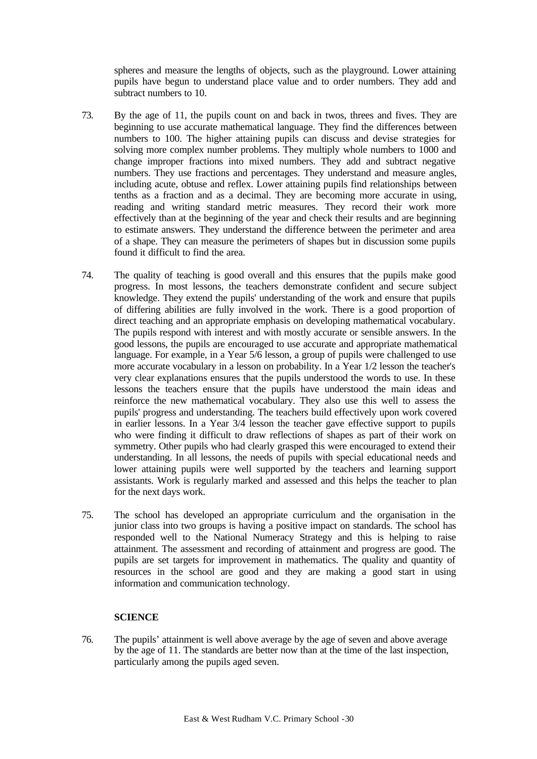spheres and measure the lengths of objects, such as the playground. Lower attaining pupils have begun to understand place value and to order numbers. They add and subtract numbers to 10.

73. By the age of 11, the pupils count on and back in twos, threes and fives. They are beginning to use accurate mathematical language. They find the differences between numbers to 100. The higher attaining pupils can discuss and devise strategies for solving more complex number problems. They multiply whole numbers to 1000 and change improper fractions into mixed numbers. They add and subtract negative numbers. They use fractions and percentages. They understand and measure angles, including acute, obtuse and reflex. Lower attaining pupils find relationships between tenths as a fraction and as a decimal. They are becoming more accurate in using, reading and writing standard metric measures. They record their work more effectively than at the beginning of the year and check their results and are beginning to estimate answers. They understand the difference between the perimeter and area of a shape. They can measure the perimeters of shapes but in discussion some pupils found it difficult to find the area.

74. The quality of teaching is good overall and this ensures that the pupils make good progress. In most lessons, the teachers demonstrate confident and secure subject knowledge. They extend the pupils' understanding of the work and ensure that pupils of differing abilities are fully involved in the work. There is a good proportion of direct teaching and an appropriate emphasis on developing mathematical vocabulary. The pupils respond with interest and with mostly accurate or sensible answers. In the good lessons, the pupils are encouraged to use accurate and appropriate mathematical language. For example, in a Year 5/6 lesson, a group of pupils were challenged to use more accurate vocabulary in a lesson on probability. In a Year 1/2 lesson the teacher's very clear explanations ensures that the pupils understood the words to use. In these lessons the teachers ensure that the pupils have understood the main ideas and reinforce the new mathematical vocabulary. They also use this well to assess the pupils' progress and understanding. The teachers build effectively upon work covered in earlier lessons. In a Year 3/4 lesson the teacher gave effective support to pupils who were finding it difficult to draw reflections of shapes as part of their work on symmetry. Other pupils who had clearly grasped this were encouraged to extend their understanding. In all lessons, the needs of pupils with special educational needs and lower attaining pupils were well supported by the teachers and learning support assistants. Work is regularly marked and assessed and this helps the teacher to plan for the next days work.

75. The school has developed an appropriate curriculum and the organisation in the junior class into two groups is having a positive impact on standards. The school has responded well to the National Numeracy Strategy and this is helping to raise attainment. The assessment and recording of attainment and progress are good. The pupils are set targets for improvement in mathematics. The quality and quantity of resources in the school are good and they are making a good start in using information and communication technology.

## SCIENCE

76. The pupils' attainment is well above average by the age of seven and above average by the age of 11. The standards are better now than at the time of the last inspection, particularly among the pupils aged seven.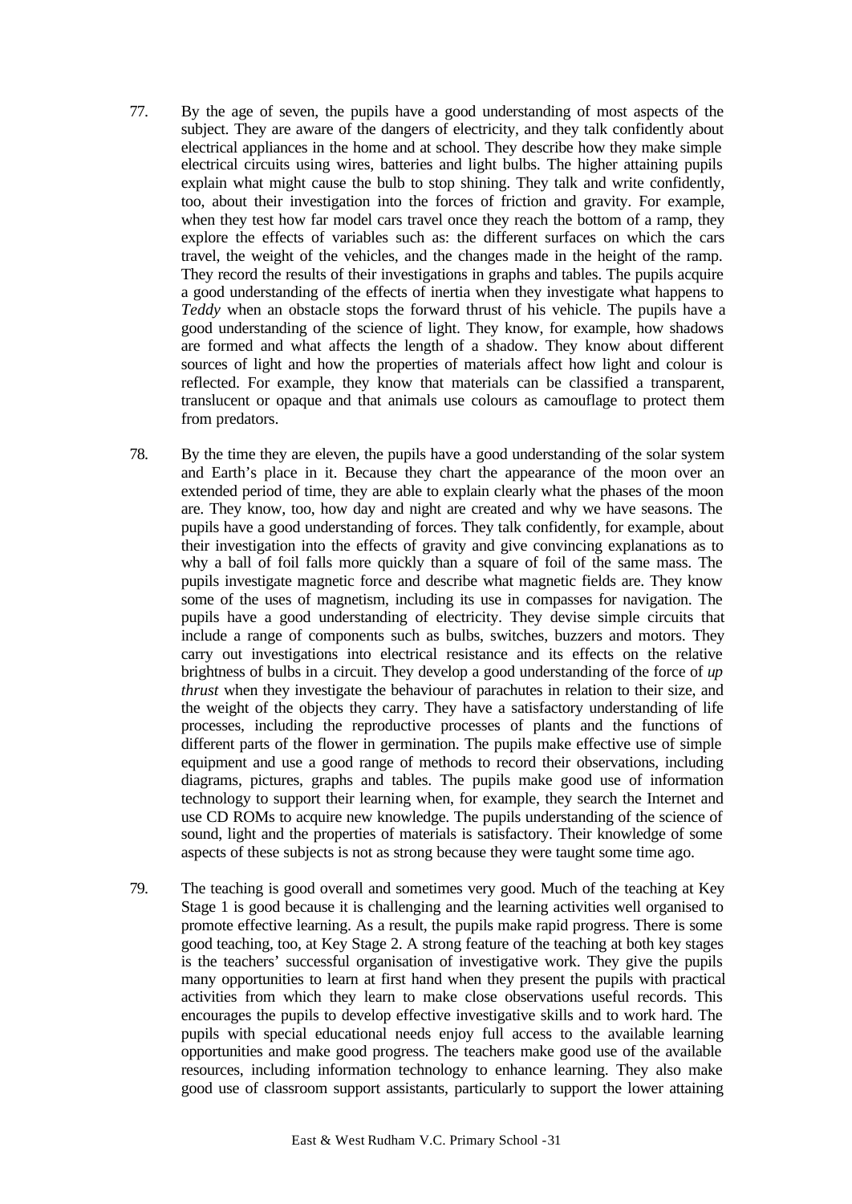77. By the age of seven, the pupils have a good understanding of most aspects of the subject. They are aware of the dangers of electricity, and they talk confidently about electrical appliances in the home and at school. They describe how they make simple electrical circuits using wires, batteries and light bulbs. The higher attaining pupils explain what might cause the bulb to stop shining. They talk and write confidently, too, about their investigation into the forces of friction and gravity. For example, when they test how far model cars travel once they reach the bottom of a ramp, they explore the effects of variables such as: the different surfaces on which the cars travel, the weight of the vehicles, and the changes made in the height of the ramp. They record the results of their investigations in graphs and tables. The pupils acquire a good understanding of the effects of inertia when they investigate what happens to *Teddy* when an obstacle stops the forward thrust of his vehicle. The pupils have a good understanding of the science of light. They know, for example, how shadows are formed and what affects the length of a shadow. They know about different sources of light and how the properties of materials affect how light and colour is reflected. For example, they know that materials can be classified a transparent, translucent or opaque and that animals use colours as camouflage to protect them from predators.

78. By the time they are eleven, the pupils have a good understanding of the solar system and Earth's place in it. Because they chart the appearance of the moon over an extended period of time, they are able to explain clearly what the phases of the moon are. They know, too, how day and night are created and why we have seasons. The pupils have a good understanding of forces. They talk confidently, for example, about their investigation into the effects of gravity and give convincing explanations as to why a ball of foil falls more quickly than a square of foil of the same mass. The pupils investigate magnetic force and describe what magnetic fields are. They know some of the uses of magnetism, including its use in compasses for navigation. The pupils have a good understanding of electricity. They devise simple circuits that include a range of components such as bulbs, switches, buzzers and motors. They carry out investigations into electrical resistance and its effects on the relative brightness of bulbs in a circuit. They develop a good understanding of the force of *up thrust* when they investigate the behaviour of parachutes in relation to their size, and the weight of the objects they carry. They have a satisfactory understanding of life processes, including the reproductive processes of plants and the functions of different parts of the flower in germination. The pupils make effective use of simple equipment and use a good range of methods to record their observations, including diagrams, pictures, graphs and tables. The pupils make good use of information technology to support their learning when, for example, they search the Internet and use CD ROMs to acquire new knowledge. The pupils understanding of the science of sound, light and the properties of materials is satisfactory. Their knowledge of some aspects of these subjects is not as strong because they were taught some time ago.

79. The teaching is good overall and sometimes very good. Much of the teaching at Key Stage 1 is good because it is challenging and the learning activities well organised to promote effective learning. As a result, the pupils make rapid progress. There is some good teaching, too, at Key Stage 2. A strong feature of the teaching at both key stages is the teachers' successful organisation of investigative work. They give the pupils many opportunities to learn at first hand when they present the pupils with practical activities from which they learn to make close observations useful records. This encourages the pupils to develop effective investigative skills and to work hard. The pupils with special educational needs enjoy full access to the available learning opportunities and make good progress. The teachers make good use of the available resources, including information technology to enhance learning. They also make good use of classroom support assistants, particularly to support the lower attaining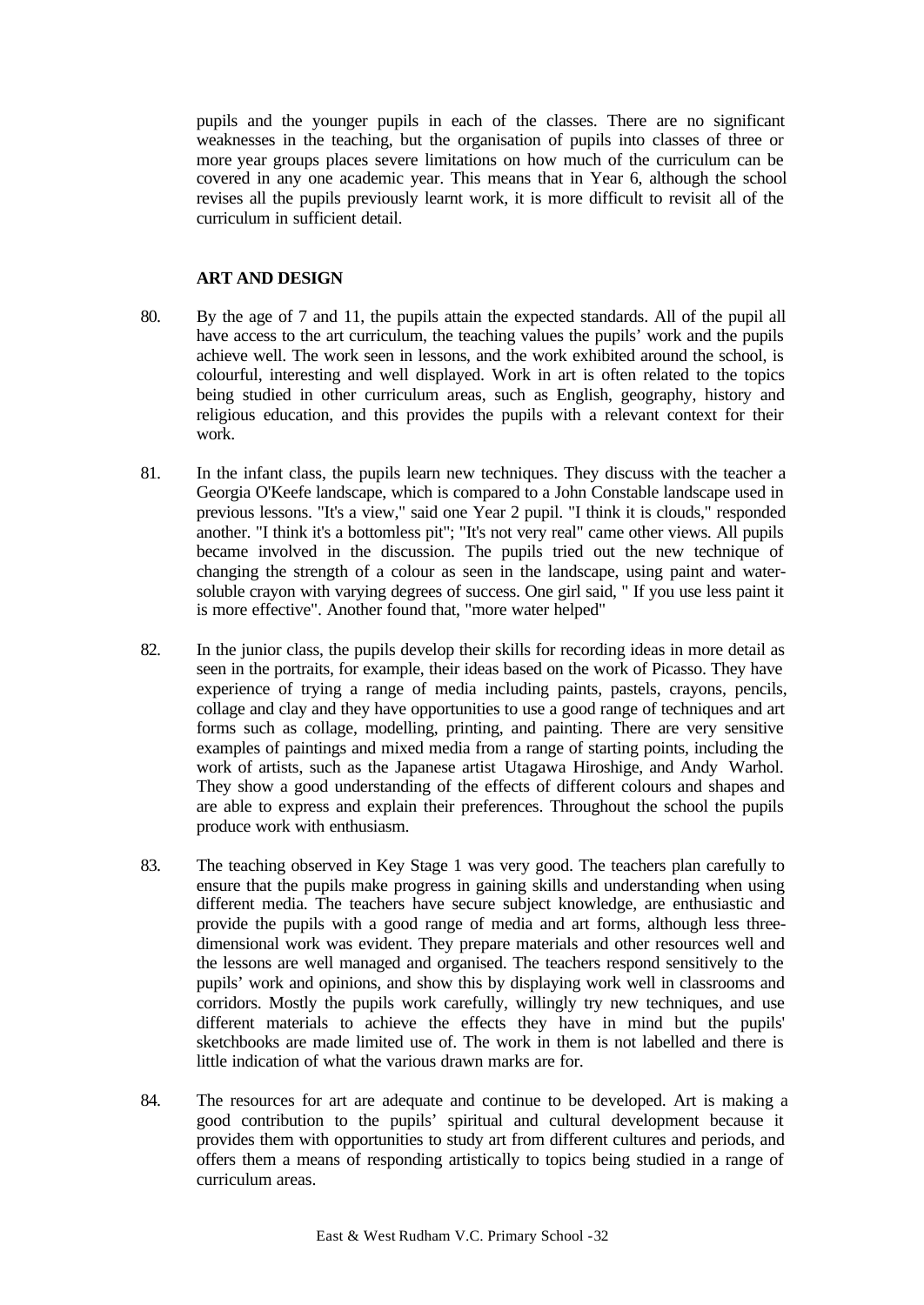pupils and the younger pupils in each of the classes. There are no significant weaknesses in the teaching, but the organisation of pupils into classes of three or more year groups places severe limitations on how much of the curriculum can be covered in any one academic year. This means that in Year 6, although the school revises all the pupils previously learnt work, it is more difficult to revisit all of the curriculum in sufficient detail.

## ART AND DESIGN

80. By the age of 7 and 11, the pupils attain the expected standards. All of the pupil all have access to the art curriculum, the teaching values the pupils' work and the pupils achieve well. The work seen in lessons, and the work exhibited around the school, is colourful, interesting and well displayed. Work in art is often related to the topics being studied in other curriculum areas, such as English, geography, history and religious education, and this provides the pupils with a relevant context for their work.

81. In the infant class, the pupils learn new techniques. They discuss with the teacher a Georgia O'Keefe landscape, which is compared to a John Constable landscape used in previous lessons. "It's a view," said one Year 2 pupil. "I think it is clouds," responded another. "I think it's a bottomless pit"; "It's not very real" came other views. All pupils became involved in the discussion. The pupils tried out the new technique of changing the strength of a colour as seen in the landscape, using paint and water-soluble crayon with varying degrees of success. One girl said, " If you use less paint it is more effective". Another found that, "more water helped"

82. In the junior class, the pupils develop their skills for recording ideas in more detail as seen in the portraits, for example, their ideas based on the work of Picasso. They have experience of trying a range of media including paints, pastels, crayons, pencils, collage and clay and they have opportunities to use a good range of techniques and art forms such as collage, modelling, printing, and painting. There are very sensitive examples of paintings and mixed media from a range of starting points, including the work of artists, such as the Japanese artist Utagawa Hiroshige, and Andy Warhol. They show a good understanding of the effects of different colours and shapes and are able to express and explain their preferences. Throughout the school the pupils produce work with enthusiasm.

83. The teaching observed in Key Stage 1 was very good. The teachers plan carefully to ensure that the pupils make progress in gaining skills and understanding when using different media. The teachers have secure subject knowledge, are enthusiastic and provide the pupils with a good range of media and art forms, although less three-dimensional work was evident. They prepare materials and other resources well and the lessons are well managed and organised. The teachers respond sensitively to the pupils' work and opinions, and show this by displaying work well in classrooms and corridors. Mostly the pupils work carefully, willingly try new techniques, and use different materials to achieve the effects they have in mind but the pupils' sketchbooks are made limited use of. The work in them is not labelled and there is little indication of what the various drawn marks are for.

84. The resources for art are adequate and continue to be developed. Art is making a good contribution to the pupils' spiritual and cultural development because it provides them with opportunities to study art from different cultures and periods, and offers them a means of responding artistically to topics being studied in a range of curriculum areas.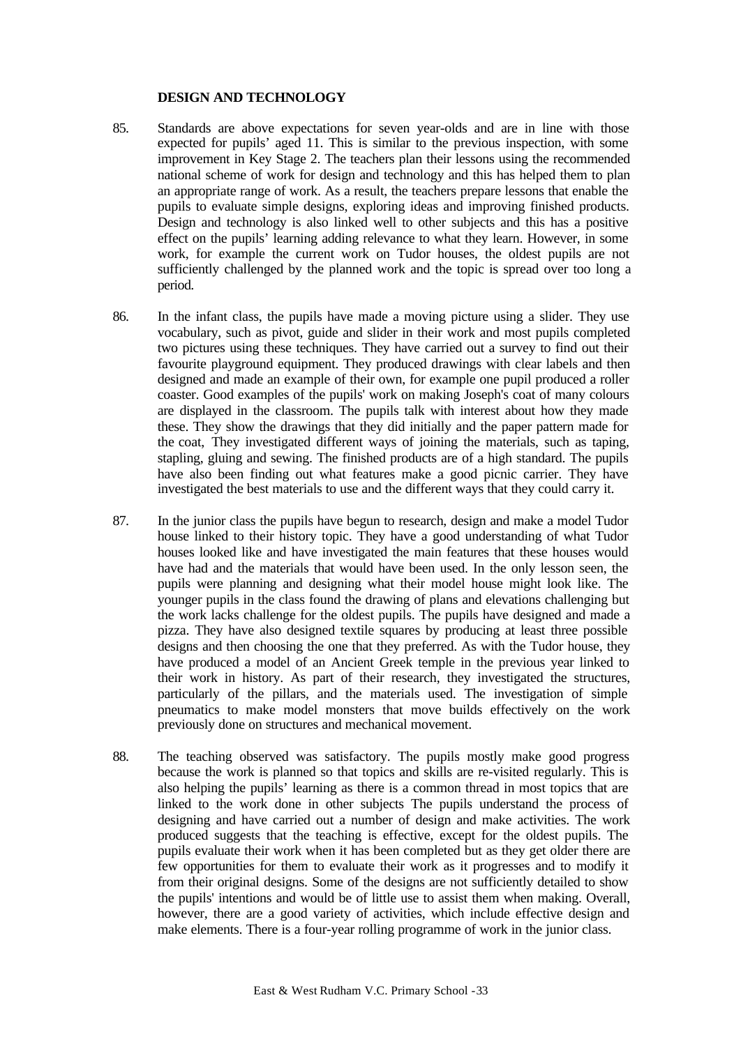### DESIGN AND TECHNOLOGY

85. Standards are above expectations for seven year-olds and are in line with those expected for pupils' aged 11. This is similar to the previous inspection, with some improvement in Key Stage 2. The teachers plan their lessons using the recommended national scheme of work for design and technology and this has helped them to plan an appropriate range of work. As a result, the teachers prepare lessons that enable the pupils to evaluate simple designs, exploring ideas and improving finished products. Design and technology is also linked well to other subjects and this has a positive effect on the pupils' learning adding relevance to what they learn. However, in some work, for example the current work on Tudor houses, the oldest pupils are not sufficiently challenged by the planned work and the topic is spread over too long a period.

86. In the infant class, the pupils have made a moving picture using a slider. They use vocabulary, such as pivot, guide and slider in their work and most pupils completed two pictures using these techniques. They have carried out a survey to find out their favourite playground equipment. They produced drawings with clear labels and then designed and made an example of their own, for example one pupil produced a roller coaster. Good examples of the pupils' work on making Joseph's coat of many colours are displayed in the classroom. The pupils talk with interest about how they made these. They show the drawings that they did initially and the paper pattern made for the coat, They investigated different ways of joining the materials, such as taping, stapling, gluing and sewing. The finished products are of a high standard. The pupils have also been finding out what features make a good picnic carrier. They have investigated the best materials to use and the different ways that they could carry it.

87. In the junior class the pupils have begun to research, design and make a model Tudor house linked to their history topic. They have a good understanding of what Tudor houses looked like and have investigated the main features that these houses would have had and the materials that would have been used. In the only lesson seen, the pupils were planning and designing what their model house might look like. The younger pupils in the class found the drawing of plans and elevations challenging but the work lacks challenge for the oldest pupils. The pupils have designed and made a pizza. They have also designed textile squares by producing at least three possible designs and then choosing the one that they preferred. As with the Tudor house, they have produced a model of an Ancient Greek temple in the previous year linked to their work in history. As part of their research, they investigated the structures, particularly of the pillars, and the materials used. The investigation of simple pneumatics to make model monsters that move builds effectively on the work previously done on structures and mechanical movement.

88. The teaching observed was satisfactory. The pupils mostly make good progress because the work is planned so that topics and skills are re-visited regularly. This is also helping the pupils' learning as there is a common thread in most topics that are linked to the work done in other subjects The pupils understand the process of designing and have carried out a number of design and make activities. The work produced suggests that the teaching is effective, except for the oldest pupils. The pupils evaluate their work when it has been completed but as they get older there are few opportunities for them to evaluate their work as it progresses and to modify it from their original designs. Some of the designs are not sufficiently detailed to show the pupils' intentions and would be of little use to assist them when making. Overall, however, there are a good variety of activities, which include effective design and make elements. There is a four-year rolling programme of work in the junior class.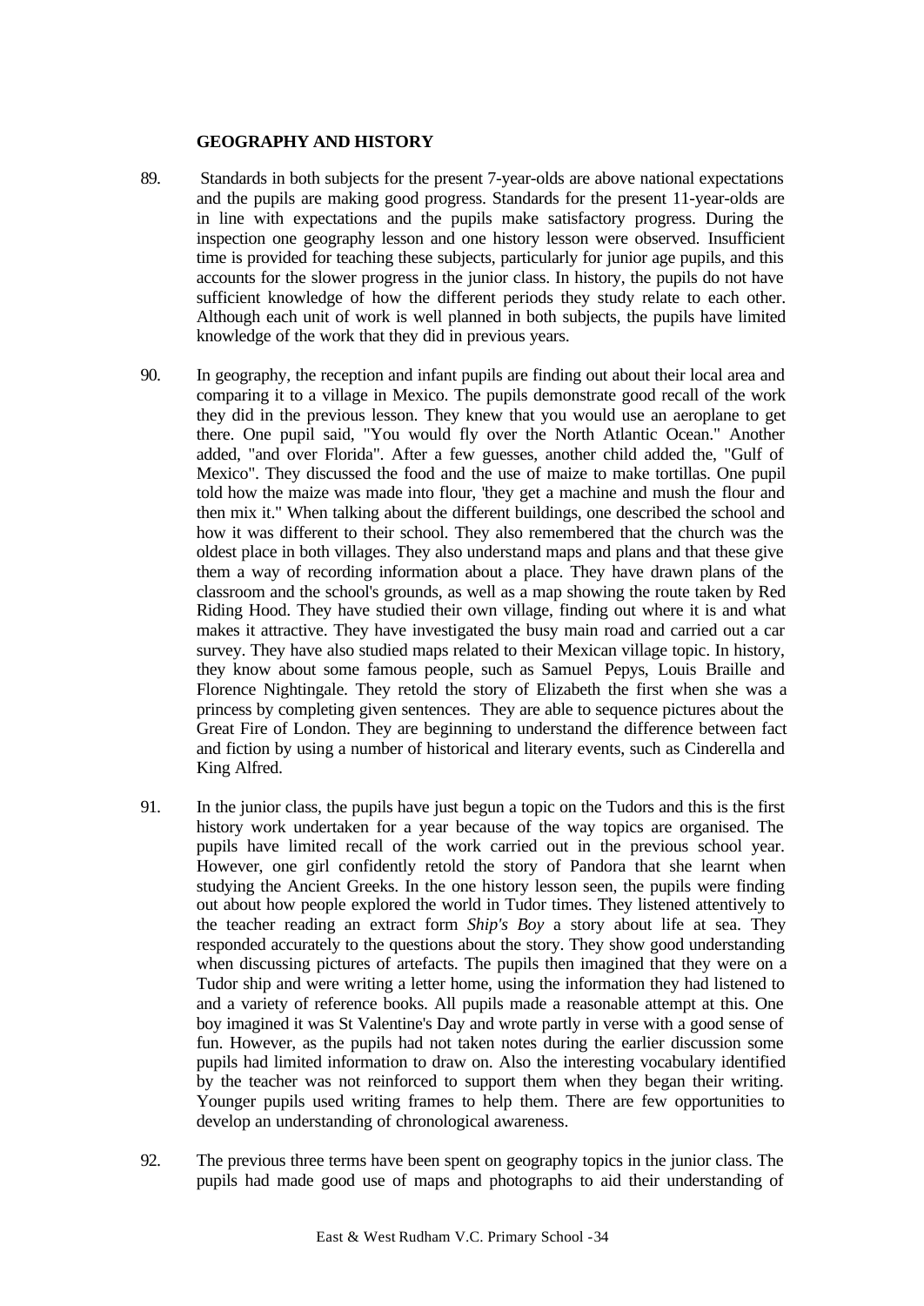### GEOGRAPHY AND HISTORY

89. Standards in both subjects for the present 7-year-olds are above national expectations and the pupils are making good progress. Standards for the present 11-year-olds are in line with expectations and the pupils make satisfactory progress. During the inspection one geography lesson and one history lesson were observed. Insufficient time is provided for teaching these subjects, particularly for junior age pupils, and this accounts for the slower progress in the junior class. In history, the pupils do not have sufficient knowledge of how the different periods they study relate to each other. Although each unit of work is well planned in both subjects, the pupils have limited knowledge of the work that they did in previous years.

90. In geography, the reception and infant pupils are finding out about their local area and comparing it to a village in Mexico. The pupils demonstrate good recall of the work they did in the previous lesson. They knew that you would use an aeroplane to get there. One pupil said, "You would fly over the North Atlantic Ocean." Another added, "and over Florida". After a few guesses, another child added the, "Gulf of Mexico". They discussed the food and the use of maize to make tortillas. One pupil told how the maize was made into flour, 'they get a machine and mush the flour and then mix it." When talking about the different buildings, one described the school and how it was different to their school. They also remembered that the church was the oldest place in both villages. They also understand maps and plans and that these give them a way of recording information about a place. They have drawn plans of the classroom and the school's grounds, as well as a map showing the route taken by Red Riding Hood. They have studied their own village, finding out where it is and what makes it attractive. They have investigated the busy main road and carried out a car survey. They have also studied maps related to their Mexican village topic. In history, they know about some famous people, such as Samuel Pepys, Louis Braille and Florence Nightingale. They retold the story of Elizabeth the first when she was a princess by completing given sentences. They are able to sequence pictures about the Great Fire of London. They are beginning to understand the difference between fact and fiction by using a number of historical and literary events, such as Cinderella and King Alfred.

91. In the junior class, the pupils have just begun a topic on the Tudors and this is the first history work undertaken for a year because of the way topics are organised. The pupils have limited recall of the work carried out in the previous school year. However, one girl confidently retold the story of Pandora that she learnt when studying the Ancient Greeks. In the one history lesson seen, the pupils were finding out about how people explored the world in Tudor times. They listened attentively to the teacher reading an extract form *Ship's Boy* a story about life at sea. They responded accurately to the questions about the story. They show good understanding when discussing pictures of artefacts. The pupils then imagined that they were on a Tudor ship and were writing a letter home, using the information they had listened to and a variety of reference books. All pupils made a reasonable attempt at this. One boy imagined it was St Valentine's Day and wrote partly in verse with a good sense of fun. However, as the pupils had not taken notes during the earlier discussion some pupils had limited information to draw on. Also the interesting vocabulary identified by the teacher was not reinforced to support them when they began their writing. Younger pupils used writing frames to help them. There are few opportunities to develop an understanding of chronological awareness.

92. The previous three terms have been spent on geography topics in the junior class. The pupils had made good use of maps and photographs to aid their understanding of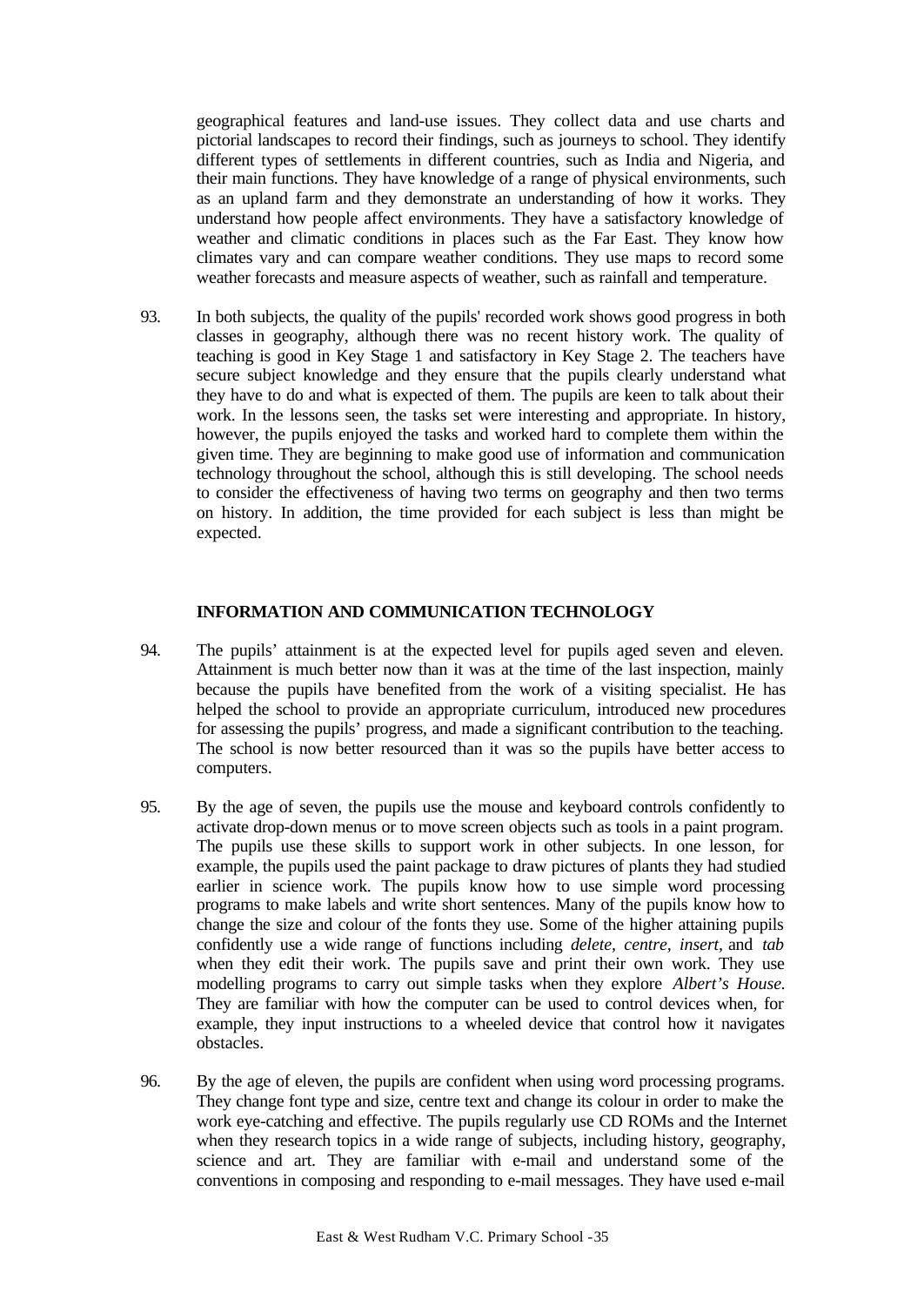geographical features and land-use issues. They collect data and use charts and pictorial landscapes to record their findings, such as journeys to school. They identify different types of settlements in different countries, such as India and Nigeria, and their main functions. They have knowledge of a range of physical environments, such as an upland farm and they demonstrate an understanding of how it works. They understand how people affect environments. They have a satisfactory knowledge of weather and climatic conditions in places such as the Far East. They know how climates vary and can compare weather conditions. They use maps to record some weather forecasts and measure aspects of weather, such as rainfall and temperature.

93. In both subjects, the quality of the pupils' recorded work shows good progress in both classes in geography, although there was no recent history work. The quality of teaching is good in Key Stage 1 and satisfactory in Key Stage 2. The teachers have secure subject knowledge and they ensure that the pupils clearly understand what they have to do and what is expected of them. The pupils are keen to talk about their work. In the lessons seen, the tasks set were interesting and appropriate. In history, however, the pupils enjoyed the tasks and worked hard to complete them within the given time. They are beginning to make good use of information and communication technology throughout the school, although this is still developing. The school needs to consider the effectiveness of having two terms on geography and then two terms on history. In addition, the time provided for each subject is less than might be expected.

### INFORMATION AND COMMUNICATION TECHNOLOGY

94. The pupils' attainment is at the expected level for pupils aged seven and eleven. Attainment is much better now than it was at the time of the last inspection, mainly because the pupils have benefited from the work of a visiting specialist. He has helped the school to provide an appropriate curriculum, introduced new procedures for assessing the pupils' progress, and made a significant contribution to the teaching. The school is now better resourced than it was so the pupils have better access to computers.

95. By the age of seven, the pupils use the mouse and keyboard controls confidently to activate drop-down menus or to move screen objects such as tools in a paint program. The pupils use these skills to support work in other subjects. In one lesson, for example, the pupils used the paint package to draw pictures of plants they had studied earlier in science work. The pupils know how to use simple word processing programs to make labels and write short sentences. Many of the pupils know how to change the size and colour of the fonts they use. Some of the higher attaining pupils confidently use a wide range of functions including *delete, centre, insert,* and *tab* when they edit their work. The pupils save and print their own work. They use modelling programs to carry out simple tasks when they explore *Albert's House.* They are familiar with how the computer can be used to control devices when, for example, they input instructions to a wheeled device that control how it navigates obstacles.

96. By the age of eleven, the pupils are confident when using word processing programs. They change font type and size, centre text and change its colour in order to make the work eye-catching and effective. The pupils regularly use CD ROMs and the Internet when they research topics in a wide range of subjects, including history, geography, science and art. They are familiar with e-mail and understand some of the conventions in composing and responding to e-mail messages. They have used e-mail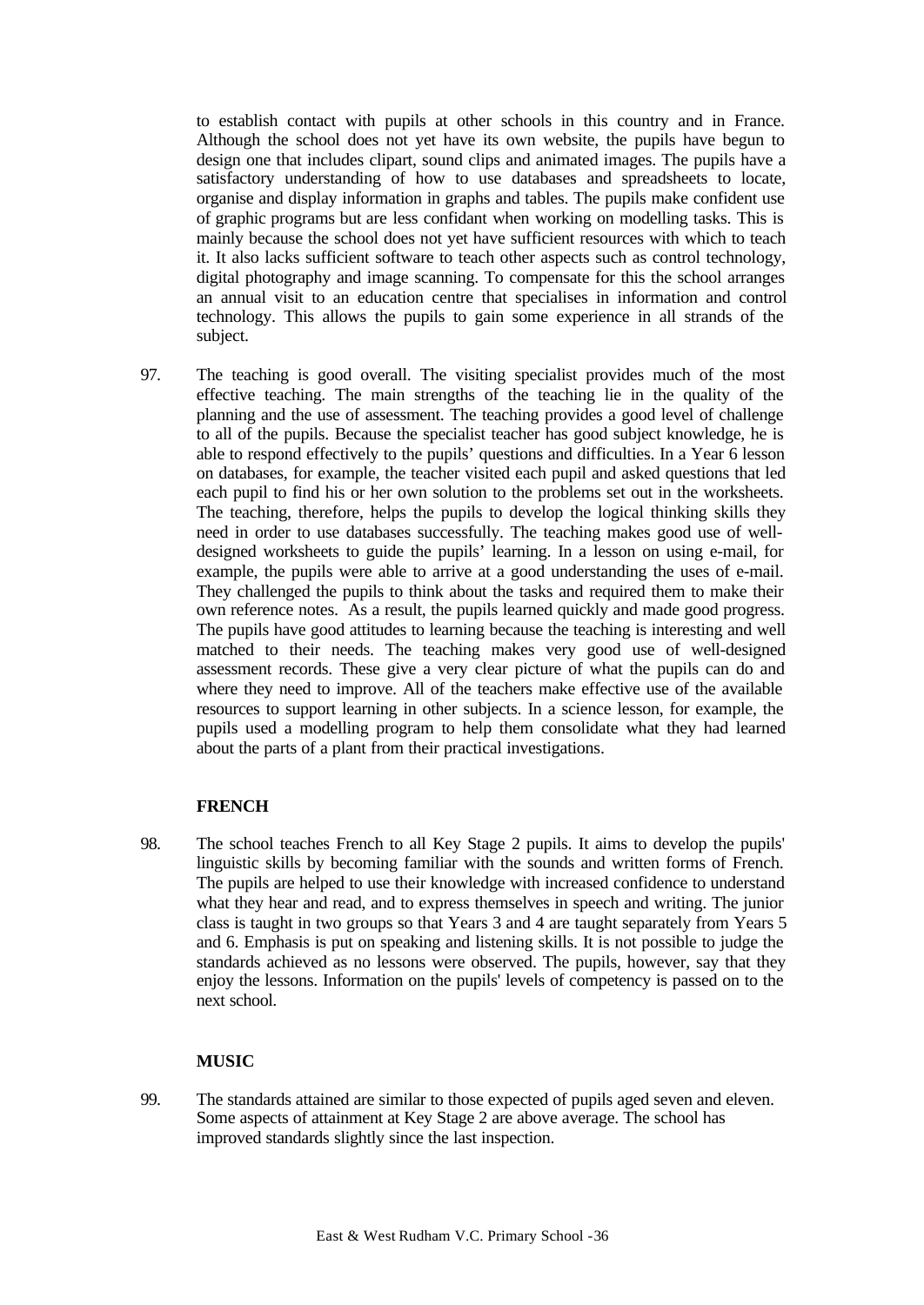to establish contact with pupils at other schools in this country and in France. Although the school does not yet have its own website, the pupils have begun to design one that includes clipart, sound clips and animated images. The pupils have a satisfactory understanding of how to use databases and spreadsheets to locate, organise and display information in graphs and tables. The pupils make confident use of graphic programs but are less confidant when working on modelling tasks. This is mainly because the school does not yet have sufficient resources with which to teach it. It also lacks sufficient software to teach other aspects such as control technology, digital photography and image scanning. To compensate for this the school arranges an annual visit to an education centre that specialises in information and control technology. This allows the pupils to gain some experience in all strands of the subject.

97. The teaching is good overall. The visiting specialist provides much of the most effective teaching. The main strengths of the teaching lie in the quality of the planning and the use of assessment. The teaching provides a good level of challenge to all of the pupils. Because the specialist teacher has good subject knowledge, he is able to respond effectively to the pupils' questions and difficulties. In a Year 6 lesson on databases, for example, the teacher visited each pupil and asked questions that led each pupil to find his or her own solution to the problems set out in the worksheets. The teaching, therefore, helps the pupils to develop the logical thinking skills they need in order to use databases successfully. The teaching makes good use of well-designed worksheets to guide the pupils' learning. In a lesson on using e-mail, for example, the pupils were able to arrive at a good understanding the uses of e-mail. They challenged the pupils to think about the tasks and required them to make their own reference notes. As a result, the pupils learned quickly and made good progress. The pupils have good attitudes to learning because the teaching is interesting and well matched to their needs. The teaching makes very good use of well-designed assessment records. These give a very clear picture of what the pupils can do and where they need to improve. All of the teachers make effective use of the available resources to support learning in other subjects. In a science lesson, for example, the pupils used a modelling program to help them consolidate what they had learned about the parts of a plant from their practical investigations.

## FRENCH

98. The school teaches French to all Key Stage 2 pupils. It aims to develop the pupils' linguistic skills by becoming familiar with the sounds and written forms of French. The pupils are helped to use their knowledge with increased confidence to understand what they hear and read, and to express themselves in speech and writing. The junior class is taught in two groups so that Years 3 and 4 are taught separately from Years 5 and 6. Emphasis is put on speaking and listening skills. It is not possible to judge the standards achieved as no lessons were observed. The pupils, however, say that they enjoy the lessons. Information on the pupils' levels of competency is passed on to the next school.

## MUSIC

99. The standards attained are similar to those expected of pupils aged seven and eleven. Some aspects of attainment at Key Stage 2 are above average. The school has improved standards slightly since the last inspection.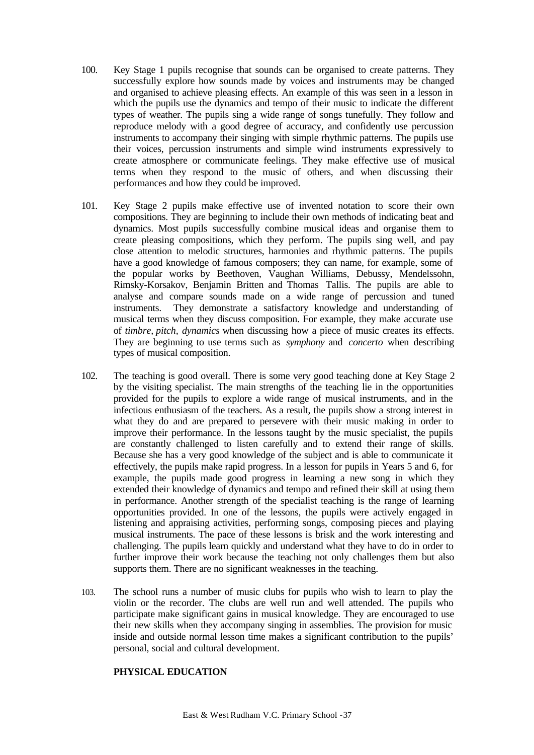100. Key Stage 1 pupils recognise that sounds can be organised to create patterns. They successfully explore how sounds made by voices and instruments may be changed and organised to achieve pleasing effects. An example of this was seen in a lesson in which the pupils use the dynamics and tempo of their music to indicate the different types of weather. The pupils sing a wide range of songs tunefully. They follow and reproduce melody with a good degree of accuracy, and confidently use percussion instruments to accompany their singing with simple rhythmic patterns. The pupils use their voices, percussion instruments and simple wind instruments expressively to create atmosphere or communicate feelings. They make effective use of musical terms when they respond to the music of others, and when discussing their performances and how they could be improved.

101. Key Stage 2 pupils make effective use of invented notation to score their own compositions. They are beginning to include their own methods of indicating beat and dynamics. Most pupils successfully combine musical ideas and organise them to create pleasing compositions, which they perform. The pupils sing well, and pay close attention to melodic structures, harmonies and rhythmic patterns. The pupils have a good knowledge of famous composers; they can name, for example, some of the popular works by Beethoven, Vaughan Williams, Debussy, Mendelssohn, Rimsky-Korsakov, Benjamin Britten and Thomas Tallis. The pupils are able to analyse and compare sounds made on a wide range of percussion and tuned instruments. They demonstrate a satisfactory knowledge and understanding of musical terms when they discuss composition. For example, they make accurate use of *timbre, pitch, dynamics* when discussing how a piece of music creates its effects. They are beginning to use terms such as *symphony* and *concerto* when describing types of musical composition.

102. The teaching is good overall. There is some very good teaching done at Key Stage 2 by the visiting specialist. The main strengths of the teaching lie in the opportunities provided for the pupils to explore a wide range of musical instruments, and in the infectious enthusiasm of the teachers. As a result, the pupils show a strong interest in what they do and are prepared to persevere with their music making in order to improve their performance. In the lessons taught by the music specialist, the pupils are constantly challenged to listen carefully and to extend their range of skills. Because she has a very good knowledge of the subject and is able to communicate it effectively, the pupils make rapid progress. In a lesson for pupils in Years 5 and 6, for example, the pupils made good progress in learning a new song in which they extended their knowledge of dynamics and tempo and refined their skill at using them in performance. Another strength of the specialist teaching is the range of learning opportunities provided. In one of the lessons, the pupils were actively engaged in listening and appraising activities, performing songs, composing pieces and playing musical instruments. The pace of these lessons is brisk and the work interesting and challenging. The pupils learn quickly and understand what they have to do in order to further improve their work because the teaching not only challenges them but also supports them. There are no significant weaknesses in the teaching.

103. The school runs a number of music clubs for pupils who wish to learn to play the violin or the recorder. The clubs are well run and well attended. The pupils who participate make significant gains in musical knowledge. They are encouraged to use their new skills when they accompany singing in assemblies. The provision for music inside and outside normal lesson time makes a significant contribution to the pupils' personal, social and cultural development.

## PHYSICAL EDUCATION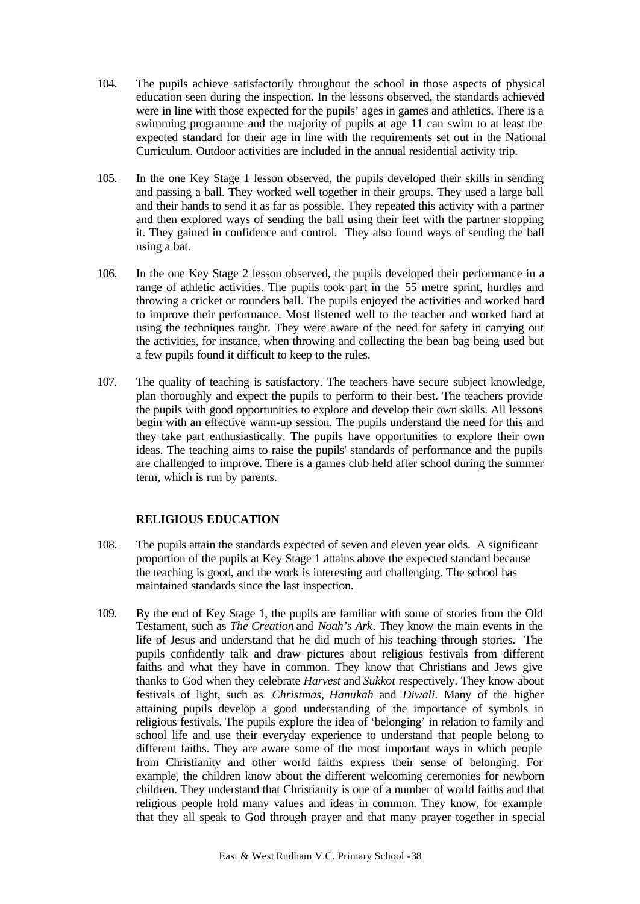104. The pupils achieve satisfactorily throughout the school in those aspects of physical education seen during the inspection. In the lessons observed, the standards achieved were in line with those expected for the pupils' ages in games and athletics. There is a swimming programme and the majority of pupils at age 11 can swim to at least the expected standard for their age in line with the requirements set out in the National Curriculum. Outdoor activities are included in the annual residential activity trip.

105. In the one Key Stage 1 lesson observed, the pupils developed their skills in sending and passing a ball. They worked well together in their groups. They used a large ball and their hands to send it as far as possible. They repeated this activity with a partner and then explored ways of sending the ball using their feet with the partner stopping it. They gained in confidence and control. They also found ways of sending the ball using a bat.

106. In the one Key Stage 2 lesson observed, the pupils developed their performance in a range of athletic activities. The pupils took part in the 55 metre sprint, hurdles and throwing a cricket or rounders ball. The pupils enjoyed the activities and worked hard to improve their performance. Most listened well to the teacher and worked hard at using the techniques taught. They were aware of the need for safety in carrying out the activities, for instance, when throwing and collecting the bean bag being used but a few pupils found it difficult to keep to the rules.

107. The quality of teaching is satisfactory. The teachers have secure subject knowledge, plan thoroughly and expect the pupils to perform to their best. The teachers provide the pupils with good opportunities to explore and develop their own skills. All lessons begin with an effective warm-up session. The pupils understand the need for this and they take part enthusiastically. The pupils have opportunities to explore their own ideas. The teaching aims to raise the pupils' standards of performance and the pupils are challenged to improve. There is a games club held after school during the summer term, which is run by parents.

## RELIGIOUS EDUCATION

108. The pupils attain the standards expected of seven and eleven year olds. A significant proportion of the pupils at Key Stage 1 attains above the expected standard because the teaching is good, and the work is interesting and challenging. The school has maintained standards since the last inspection.

109. By the end of Key Stage 1, the pupils are familiar with some of stories from the Old Testament, such as *The Creation* and *Noah's Ark*. They know the main events in the life of Jesus and understand that he did much of his teaching through stories. The pupils confidently talk and draw pictures about religious festivals from different faiths and what they have in common. They know that Christians and Jews give thanks to God when they celebrate *Harvest* and *Sukkot* respectively. They know about festivals of light, such as *Christmas*, *Hanukah* and *Diwali*. Many of the higher attaining pupils develop a good understanding of the importance of symbols in religious festivals. The pupils explore the idea of 'belonging' in relation to family and school life and use their everyday experience to understand that people belong to different faiths. They are aware some of the most important ways in which people from Christianity and other world faiths express their sense of belonging. For example, the children know about the different welcoming ceremonies for newborn children. They understand that Christianity is one of a number of world faiths and that religious people hold many values and ideas in common. They know, for example that they all speak to God through prayer and that many prayer together in special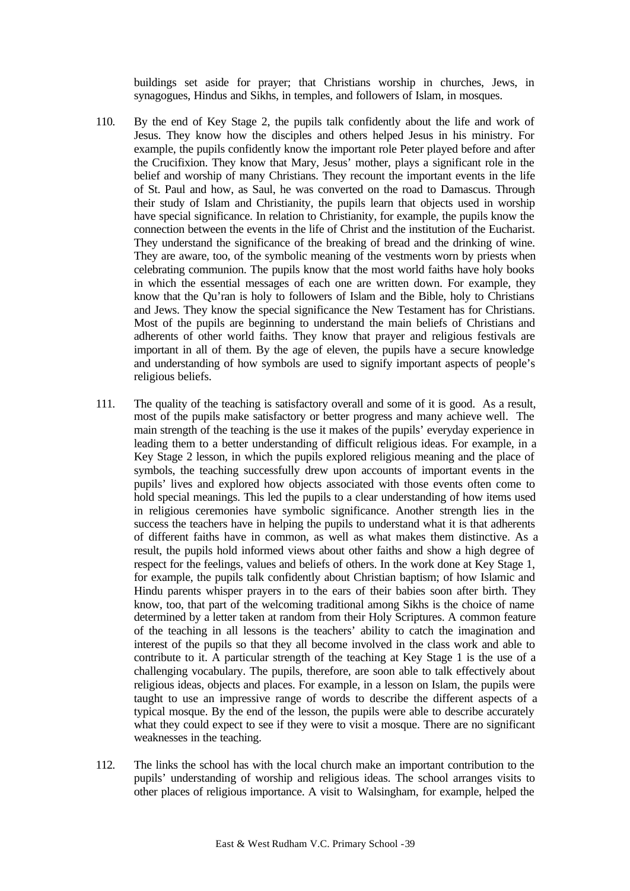buildings set aside for prayer; that Christians worship in churches, Jews, in synagogues, Hindus and Sikhs, in temples, and followers of Islam, in mosques.

110. By the end of Key Stage 2, the pupils talk confidently about the life and work of Jesus. They know how the disciples and others helped Jesus in his ministry. For example, the pupils confidently know the important role Peter played before and after the Crucifixion. They know that Mary, Jesus' mother, plays a significant role in the belief and worship of many Christians. They recount the important events in the life of St. Paul and how, as Saul, he was converted on the road to Damascus. Through their study of Islam and Christianity, the pupils learn that objects used in worship have special significance. In relation to Christianity, for example, the pupils know the connection between the events in the life of Christ and the institution of the Eucharist. They understand the significance of the breaking of bread and the drinking of wine. They are aware, too, of the symbolic meaning of the vestments worn by priests when celebrating communion. The pupils know that the most world faiths have holy books in which the essential messages of each one are written down. For example, they know that the Qu'ran is holy to followers of Islam and the Bible, holy to Christians and Jews. They know the special significance the New Testament has for Christians. Most of the pupils are beginning to understand the main beliefs of Christians and adherents of other world faiths. They know that prayer and religious festivals are important in all of them. By the age of eleven, the pupils have a secure knowledge and understanding of how symbols are used to signify important aspects of people's religious beliefs.

111. The quality of the teaching is satisfactory overall and some of it is good. As a result, most of the pupils make satisfactory or better progress and many achieve well. The main strength of the teaching is the use it makes of the pupils' everyday experience in leading them to a better understanding of difficult religious ideas. For example, in a Key Stage 2 lesson, in which the pupils explored religious meaning and the place of symbols, the teaching successfully drew upon accounts of important events in the pupils' lives and explored how objects associated with those events often come to hold special meanings. This led the pupils to a clear understanding of how items used in religious ceremonies have symbolic significance. Another strength lies in the success the teachers have in helping the pupils to understand what it is that adherents of different faiths have in common, as well as what makes them distinctive. As a result, the pupils hold informed views about other faiths and show a high degree of respect for the feelings, values and beliefs of others. In the work done at Key Stage 1, for example, the pupils talk confidently about Christian baptism; of how Islamic and Hindu parents whisper prayers in to the ears of their babies soon after birth. They know, too, that part of the welcoming traditional among Sikhs is the choice of name determined by a letter taken at random from their Holy Scriptures. A common feature of the teaching in all lessons is the teachers' ability to catch the imagination and interest of the pupils so that they all become involved in the class work and able to contribute to it. A particular strength of the teaching at Key Stage 1 is the use of a challenging vocabulary. The pupils, therefore, are soon able to talk effectively about religious ideas, objects and places. For example, in a lesson on Islam, the pupils were taught to use an impressive range of words to describe the different aspects of a typical mosque. By the end of the lesson, the pupils were able to describe accurately what they could expect to see if they were to visit a mosque. There are no significant weaknesses in the teaching.

112. The links the school has with the local church make an important contribution to the pupils' understanding of worship and religious ideas. The school arranges visits to other places of religious importance. A visit to Walsingham, for example, helped the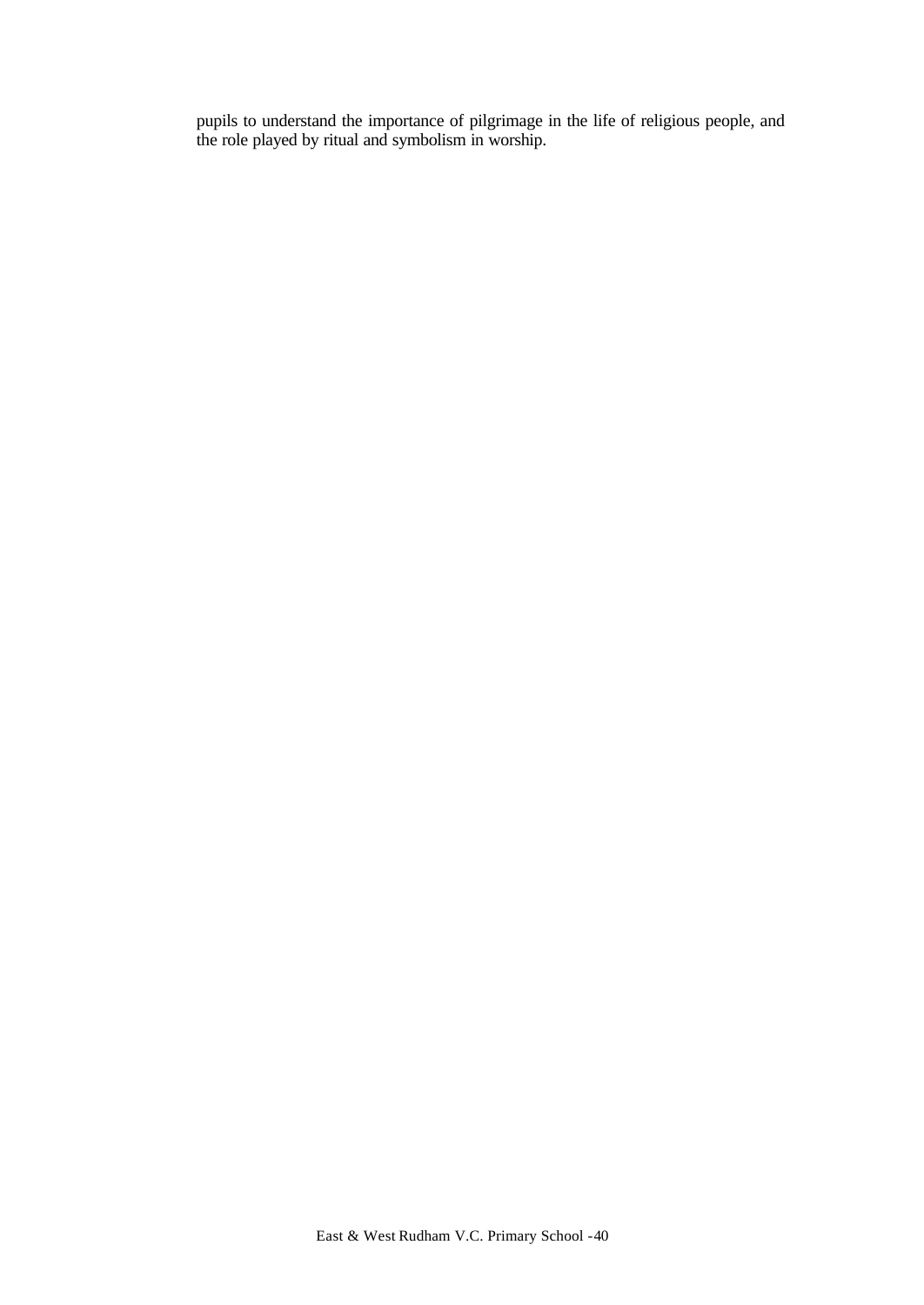pupils to understand the importance of pilgrimage in the life of religious people, and the role played by ritual and symbolism in worship.